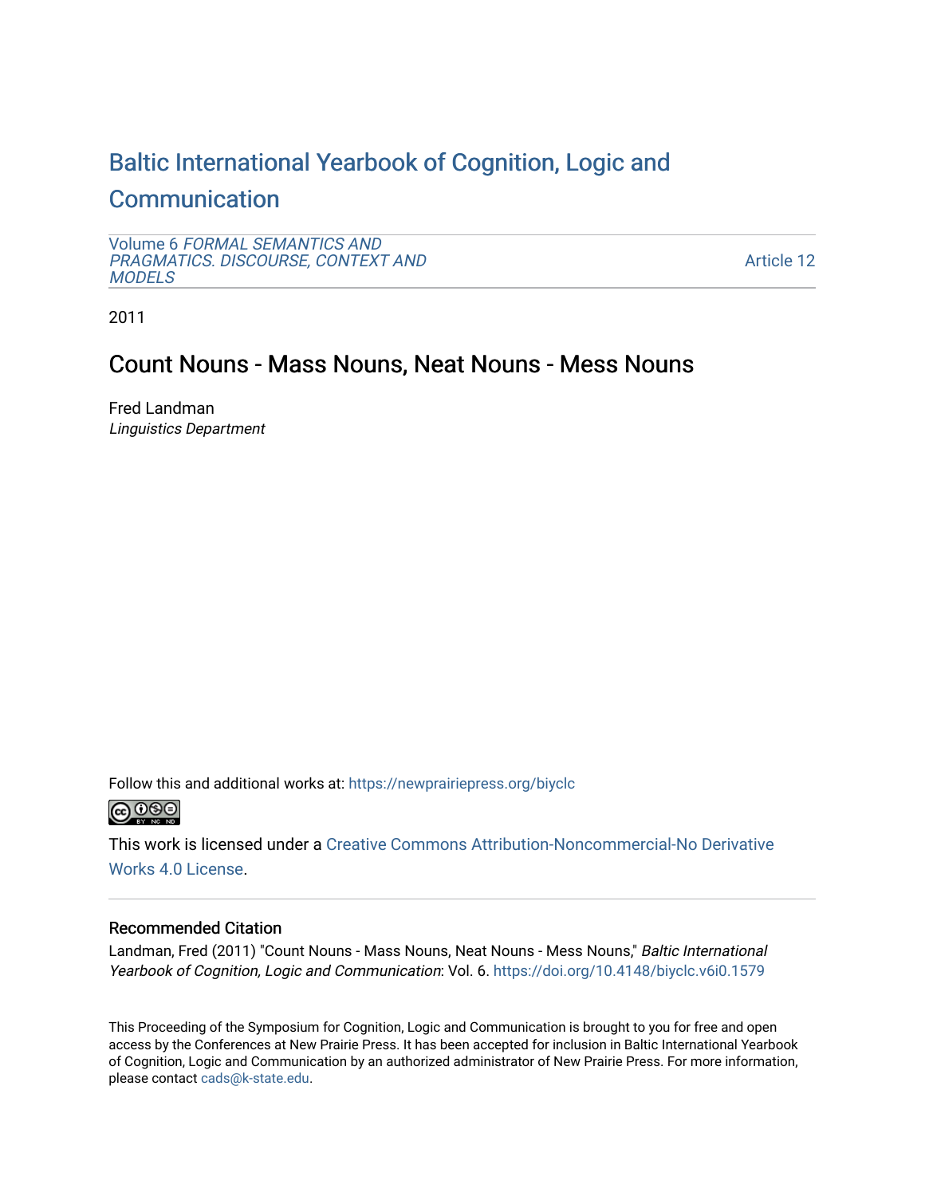# Baltic International Yearbook of Cognition, Logic and Communication

Volume 6 *FORMAL SEMANTICS AND PRAGMATICS. DISCOURSE, CONTEXT AND MODELS*

Article 12

2011

## Count Nouns - Mass Nouns, Neat Nouns - Mess Nouns

Fred Landman
*Linguistics Department*

Follow this and additional works at: https://newprairiepress.org/biyclc

This work is licensed under a Creative Commons Attribution-Noncommercial-No Derivative Works 4.0 License.

### Recommended Citation

Landman, Fred (2011) "Count Nouns - Mass Nouns, Neat Nouns - Mess Nouns," *Baltic International Yearbook of Cognition, Logic and Communication*: Vol. 6. https://doi.org/10.4148/biyclc.v6i0.1579

This Proceeding of the Symposium for Cognition, Logic and Communication is brought to you for free and open access by the Conferences at New Prairie Press. It has been accepted for inclusion in Baltic International Yearbook of Cognition, Logic and Communication by an authorized administrator of New Prairie Press. For more information, please contact cads@k-state.edu.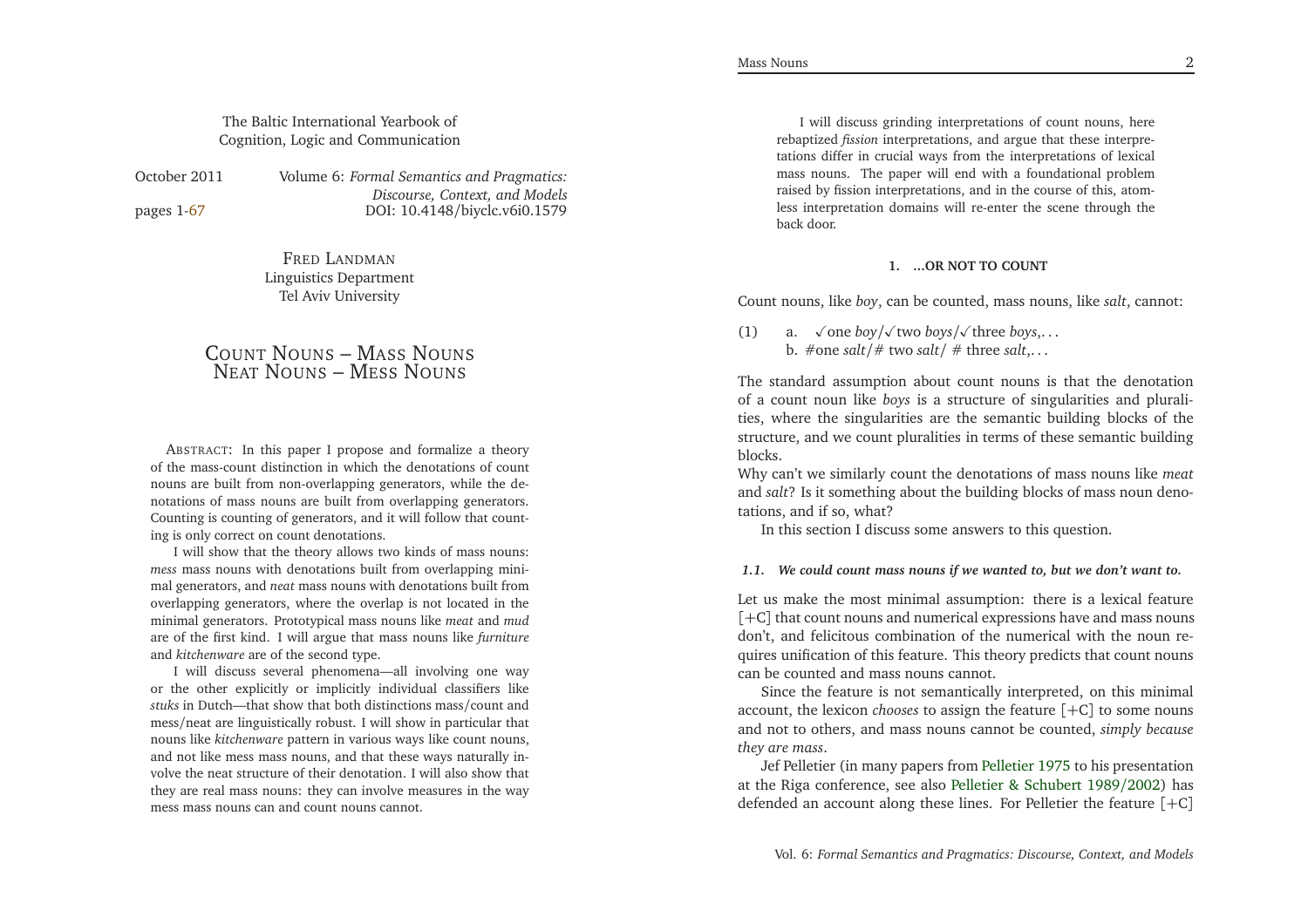The Baltic International Yearbook of
Cognition, Logic and Communication

October 2011 Volume 6: *Formal Semantics and Pragmatics: Discourse, Context, and Models*
pages 1-67 DOI: 10.4148/biyclc.v6i0.1579

FRED LANDMAN
Linguistics Department
Tel Aviv University

# COUNT NOUNS – MASS NOUNS
# NEAT NOUNS – MESS NOUNS

ABSTRACT: In this paper I propose and formalize a theory of the mass-count distinction in which the denotations of count nouns are built from non-overlapping generators, while the denotations of mass nouns are built from overlapping generators. Counting is counting of generators, and it will follow that counting is only correct on count denotations.

I will show that the theory allows two kinds of mass nouns: *mess* mass nouns with denotations built from overlapping minimal generators, and *neat* mass nouns with denotations built from overlapping generators, where the overlap is not located in the minimal generators. Prototypical mass nouns like *meat* and *mud* are of the first kind. I will argue that mass nouns like *furniture* and *kitchenware* are of the second type.

I will discuss several phenomena—all involving one way or the other explicitly or implicitly individual classifiers like *stuks* in Dutch—that show that both distinctions mass/count and mess/neat are linguistically robust. I will show in particular that nouns like *kitchenware* pattern in various ways like count nouns, and not like mess mass nouns, and that these ways naturally involve the neat structure of their denotation. I will also show that they are real mass nouns: they can involve measures in the way mess mass nouns can and count nouns cannot.

I will discuss grinding interpretations of count nouns, here rebaptized *fission* interpretations, and argue that these interpretations differ in crucial ways from the interpretations of lexical mass nouns. The paper will end with a foundational problem raised by fission interpretations, and in the course of this, atomless interpretation domains will re-enter the scene through the back door.

## 1. ...OR NOT TO COUNT

Count nouns, like *boy*, can be counted, mass nouns, like *salt*, cannot:

(1) a. ✓one *boy*/✓two *boys*/✓three *boys*,...
b. #one *salt*/# two *salt*/ # three *salt*,...

The standard assumption about count nouns is that the denotation of a count noun like *boys* is a structure of singularities and pluralities, where the singularities are the semantic building blocks of the structure, and we count pluralities in terms of these semantic building blocks.

Why can't we similarly count the denotations of mass nouns like *meat* and *salt*? Is it something about the building blocks of mass noun denotations, and if so, what?

In this section I discuss some answers to this question.

### *1.1. We could count mass nouns if we wanted to, but we don't want to.*

Let us make the most minimal assumption: there is a lexical feature [+C] that count nouns and numerical expressions have and mass nouns don't, and felicitous combination of the numerical with the noun requires unification of this feature. This theory predicts that count nouns can be counted and mass nouns cannot.

Since the feature is not semantically interpreted, on this minimal account, the lexicon *chooses* to assign the feature [+C] to some nouns and not to others, and mass nouns cannot be counted, *simply because they are mass*.

Jef Pelletier (in many papers from Pelletier 1975 to his presentation at the Riga conference, see also Pelletier & Schubert 1989/2002) has defended an account along these lines. For Pelletier the feature [+C]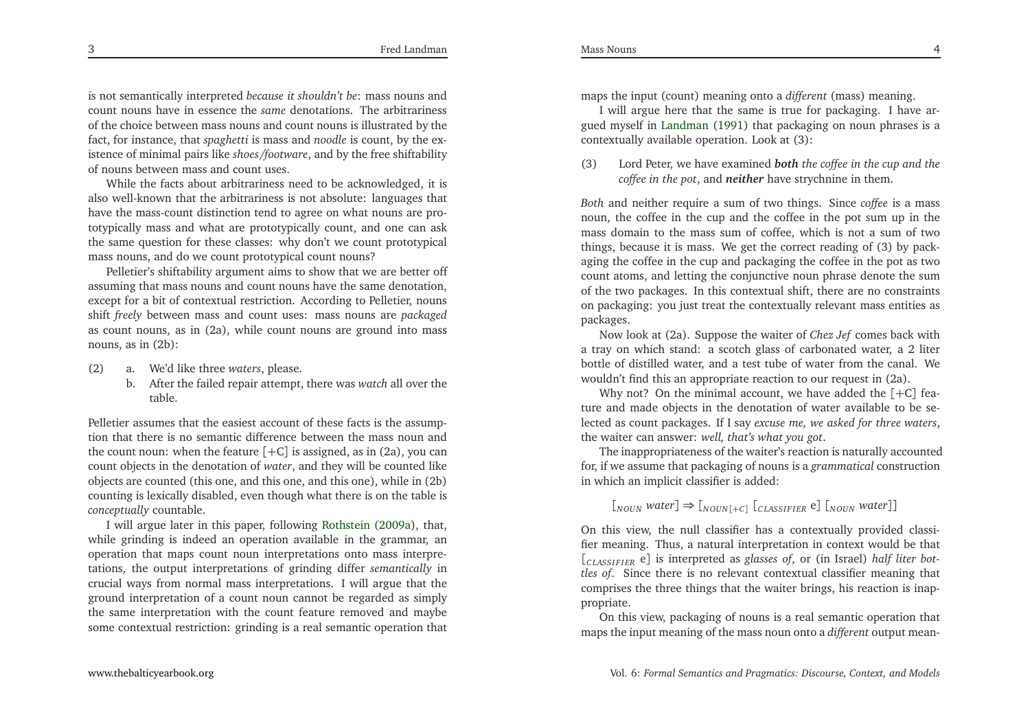is not semantically interpreted *because it shouldn't be*: mass nouns and count nouns have in essence the *same* denotations. The arbitrariness of the choice between mass nouns and count nouns is illustrated by the fact, for instance, that *spaghetti* is mass and *noodle* is count, by the existence of minimal pairs like *shoes/footware*, and by the free shiftability of nouns between mass and count uses.

While the facts about arbitrariness need to be acknowledged, it is also well-known that the arbitrariness is not absolute: languages that have the mass-count distinction tend to agree on what nouns are prototypically mass and what are prototypically count, and one can ask the same question for these classes: why don't we count prototypical mass nouns, and do we count prototypical count nouns?

Pelletier's shiftability argument aims to show that we are better off assuming that mass nouns and count nouns have the same denotation, except for a bit of contextual restriction. According to Pelletier, nouns shift *freely* between mass and count uses: mass nouns are *packaged* as count nouns, as in (2a), while count nouns are ground into mass nouns, as in (2b):

(2) a. We'd like three *waters*, please.
  b. After the failed repair attempt, there was *watch* all over the table.

Pelletier assumes that the easiest account of these facts is the assumption that there is no semantic difference between the mass noun and the count noun: when the feature [+C] is assigned, as in (2a), you can count objects in the denotation of *water*, and they will be counted like objects are counted (this one, and this one, and this one), while in (2b) counting is lexically disabled, even though what there is on the table is *conceptually* countable.

I will argue later in this paper, following Rothstein (2009a), that, while grinding is indeed an operation available in the grammar, an operation that maps count noun interpretations onto mass interpretations, the output interpretations of grinding differ *semantically* in crucial ways from normal mass interpretations. I will argue that the ground interpretation of a count noun cannot be regarded as simply the same interpretation with the count feature removed and maybe some contextual restriction: grinding is a real semantic operation that maps the input (count) meaning onto a *different* (mass) meaning.

I will argue here that the same is true for packaging. I have argued myself in Landman (1991) that packaging on noun phrases is a contextually available operation. Look at (3):

(3) Lord Peter, we have examined ***both*** *the coffee in the cup and the coffee in the pot*, and ***neither*** have strychnine in them.

*Both* and neither require a sum of two things. Since *coffee* is a mass noun, the coffee in the cup and the coffee in the pot sum up in the mass domain to the mass sum of coffee, which is not a sum of two things, because it is mass. We get the correct reading of (3) by packaging the coffee in the cup and packaging the coffee in the pot as two count atoms, and letting the conjunctive noun phrase denote the sum of the two packages. In this contextual shift, there are no constraints on packaging: you just treat the contextually relevant mass entities as packages.

Now look at (2a). Suppose the waiter of *Chez Jef* comes back with a tray on which stand: a scotch glass of carbonated water, a 2 liter bottle of distilled water, and a test tube of water from the canal. We wouldn't find this an appropriate reaction to our request in (2a).

Why not? On the minimal account, we have added the [+C] feature and made objects in the denotation of water available to be selected as count packages. If I say *excuse me, we asked for three waters*, the waiter can answer: *well, that's what you got*.

The inappropriateness of the waiter's reaction is naturally accounted for, if we assume that packaging of nouns is a *grammatical* construction in which an implicit classifier is added:

$$[_{NOUN}\ \textit{water}] \Rightarrow [_{NOUN[+C]}\ [_{CLASSIFIER}\ \text{e}]\ [_{NOUN}\ \textit{water}]]$$

On this view, the null classifier has a contextually provided classifier meaning. Thus, a natural interpretation in context would be that $[_{CLASSIFIER}\ \text{e}]$ is interpreted as *glasses of*, or (in Israel) *half liter bottles of*. Since there is no relevant contextual classifier meaning that comprises the three things that the waiter brings, his reaction is inappropriate.

On this view, packaging of nouns is a real semantic operation that maps the input meaning of the mass noun onto a *different* output mean-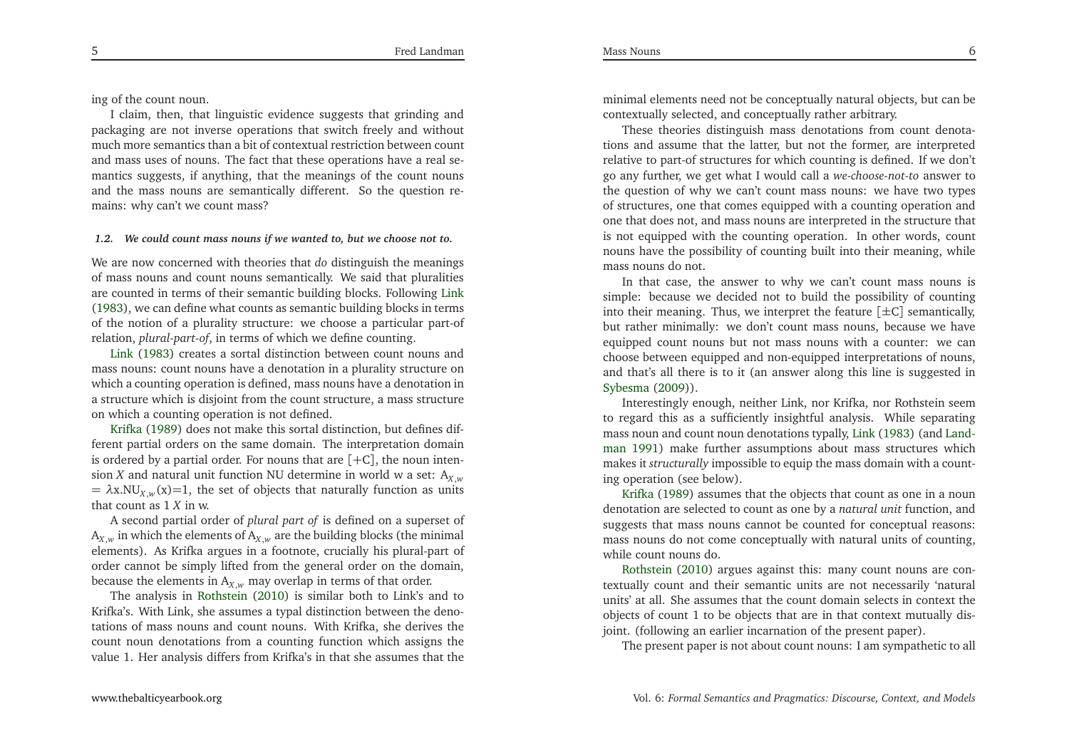ing of the count noun.

I claim, then, that linguistic evidence suggests that grinding and packaging are not inverse operations that switch freely and without much more semantics than a bit of contextual restriction between count and mass uses of nouns. The fact that these operations have a real semantics suggests, if anything, that the meanings of the count nouns and the mass nouns are semantically different. So the question remains: why can't we count mass?

#### *1.2. We could count mass nouns if we wanted to, but we choose not to.*

We are now concerned with theories that *do* distinguish the meanings of mass nouns and count nouns semantically. We said that pluralities are counted in terms of their semantic building blocks. Following Link (1983), we can define what counts as semantic building blocks in terms of the notion of a plurality structure: we choose a particular part-of relation, *plural-part-of*, in terms of which we define counting.

Link (1983) creates a sortal distinction between count nouns and mass nouns: count nouns have a denotation in a plurality structure on which a counting operation is defined, mass nouns have a denotation in a structure which is disjoint from the count structure, a mass structure on which a counting operation is not defined.

Krifka (1989) does not make this sortal distinction, but defines different partial orders on the same domain. The interpretation domain is ordered by a partial order. For nouns that are [+C], the noun intension $X$ and natural unit function NU determine in world w a set: $A_{X,w} = \lambda x.NU_{X,w}(x)=1$, the set of objects that naturally function as units that count as 1 $X$ in w.

A second partial order of *plural part of* is defined on a superset of $A_{X,w}$ in which the elements of $A_{X,w}$ are the building blocks (the minimal elements). As Krifka argues in a footnote, crucially his plural-part of order cannot be simply lifted from the general order on the domain, because the elements in $A_{X,w}$ may overlap in terms of that order.

The analysis in Rothstein (2010) is similar both to Link's and to Krifka's. With Link, she assumes a typal distinction between the denotations of mass nouns and count nouns. With Krifka, she derives the count noun denotations from a counting function which assigns the value 1. Her analysis differs from Krifka's in that she assumes that the minimal elements need not be conceptually natural objects, but can be contextually selected, and conceptually rather arbitrary.

These theories distinguish mass denotations from count denotations and assume that the latter, but not the former, are interpreted relative to part-of structures for which counting is defined. If we don't go any further, we get what I would call a *we-choose-not-to* answer to the question of why we can't count mass nouns: we have two types of structures, one that comes equipped with a counting operation and one that does not, and mass nouns are interpreted in the structure that is not equipped with the counting operation. In other words, count nouns have the possibility of counting built into their meaning, while mass nouns do not.

In that case, the answer to why we can't count mass nouns is simple: because we decided not to build the possibility of counting into their meaning. Thus, we interpret the feature [±C] semantically, but rather minimally: we don't count mass nouns, because we have equipped count nouns but not mass nouns with a counter: we can choose between equipped and non-equipped interpretations of nouns, and that's all there is to it (an answer along this line is suggested in Sybesma (2009)).

Interestingly enough, neither Link, nor Krifka, nor Rothstein seem to regard this as a sufficiently insightful analysis. While separating mass noun and count noun denotations typally, Link (1983) (and Landman 1991) make further assumptions about mass structures which makes it *structurally* impossible to equip the mass domain with a counting operation (see below).

Krifka (1989) assumes that the objects that count as one in a noun denotation are selected to count as one by a *natural unit* function, and suggests that mass nouns cannot be counted for conceptual reasons: mass nouns do not come conceptually with natural units of counting, while count nouns do.

Rothstein (2010) argues against this: many count nouns are contextually count and their semantic units are not necessarily 'natural units' at all. She assumes that the count domain selects in context the objects of count 1 to be objects that are in that context mutually disjoint. (following an earlier incarnation of the present paper).

The present paper is not about count nouns: I am sympathetic to all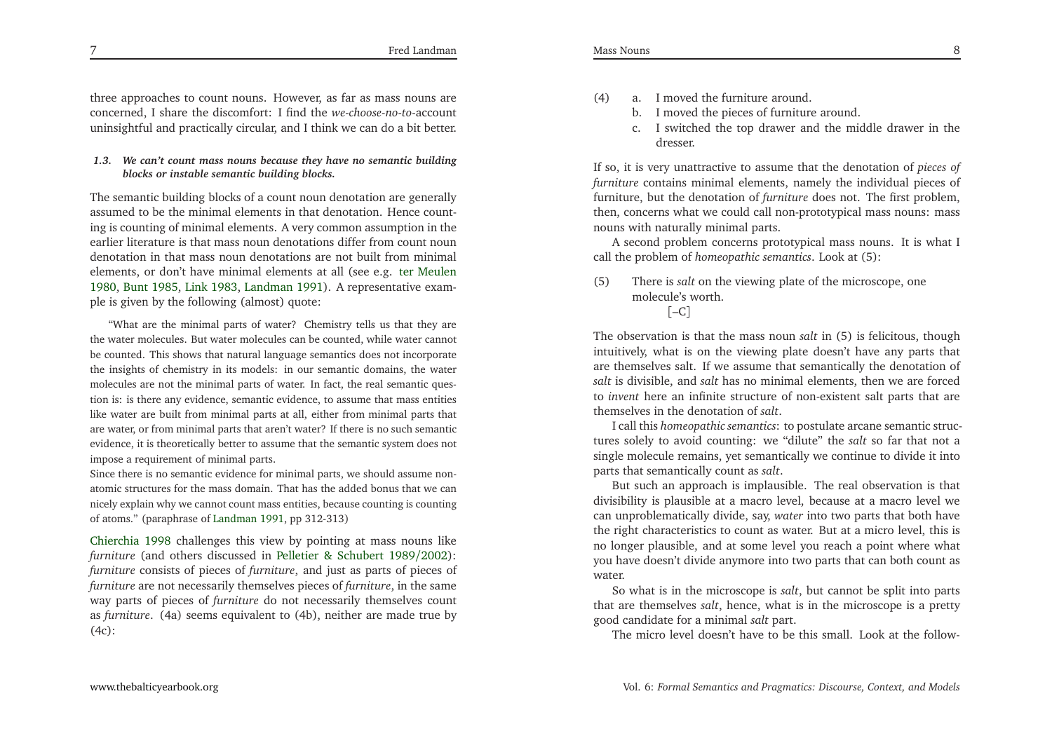three approaches to count nouns. However, as far as mass nouns are concerned, I share the discomfort: I find the *we-choose-no-to*-account uninsightful and practically circular, and I think we can do a bit better.

### *1.3. We can't count mass nouns because they have no semantic building blocks or instable semantic building blocks.*

The semantic building blocks of a count noun denotation are generally assumed to be the minimal elements in that denotation. Hence counting is counting of minimal elements. A very common assumption in the earlier literature is that mass noun denotations differ from count noun denotation in that mass noun denotations are not built from minimal elements, or don't have minimal elements at all (see e.g. ter Meulen 1980, Bunt 1985, Link 1983, Landman 1991). A representative example is given by the following (almost) quote:

> "What are the minimal parts of water? Chemistry tells us that they are the water molecules. But water molecules can be counted, while water cannot be counted. This shows that natural language semantics does not incorporate the insights of chemistry in its models: in our semantic domains, the water molecules are not the minimal parts of water. In fact, the real semantic question is: is there any evidence, semantic evidence, to assume that mass entities like water are built from minimal parts at all, either from minimal parts that are water, or from minimal parts that aren't water? If there is no such semantic evidence, it is theoretically better to assume that the semantic system does not impose a requirement of minimal parts.
>
> Since there is no semantic evidence for minimal parts, we should assume non-atomic structures for the mass domain. That has the added bonus that we can nicely explain why we cannot count mass entities, because counting is counting of atoms." (paraphrase of Landman 1991, pp 312-313)

Chierchia 1998 challenges this view by pointing at mass nouns like *furniture* (and others discussed in Pelletier & Schubert 1989/2002): *furniture* consists of pieces of *furniture*, and just as parts of pieces of *furniture* are not necessarily themselves pieces of *furniture*, in the same way parts of pieces of *furniture* do not necessarily themselves count as *furniture*. (4a) seems equivalent to (4b), neither are made true by (4c):

(4) a. I moved the furniture around.
    b. I moved the pieces of furniture around.
    c. I switched the top drawer and the middle drawer in the dresser.

If so, it is very unattractive to assume that the denotation of *pieces of furniture* contains minimal elements, namely the individual pieces of furniture, but the denotation of *furniture* does not. The first problem, then, concerns what we could call non-prototypical mass nouns: mass nouns with naturally minimal parts.

A second problem concerns prototypical mass nouns. It is what I call the problem of *homeopathic semantics*. Look at (5):

(5) There is *salt* on the viewing plate of the microscope, one molecule's worth.
    [–C]

The observation is that the mass noun *salt* in (5) is felicitous, though intuitively, what is on the viewing plate doesn't have any parts that are themselves salt. If we assume that semantically the denotation of *salt* is divisible, and *salt* has no minimal elements, then we are forced to *invent* here an infinite structure of non-existent salt parts that are themselves in the denotation of *salt*.

I call this *homeopathic semantics*: to postulate arcane semantic structures solely to avoid counting: we "dilute" the *salt* so far that not a single molecule remains, yet semantically we continue to divide it into parts that semantically count as *salt*.

But such an approach is implausible. The real observation is that divisibility is plausible at a macro level, because at a macro level we can unproblematically divide, say, *water* into two parts that both have the right characteristics to count as water. But at a micro level, this is no longer plausible, and at some level you reach a point where what you have doesn't divide anymore into two parts that can both count as water.

So what is in the microscope is *salt*, but cannot be split into parts that are themselves *salt*, hence, what is in the microscope is a pretty good candidate for a minimal *salt* part.

The micro level doesn't have to be this small. Look at the follow-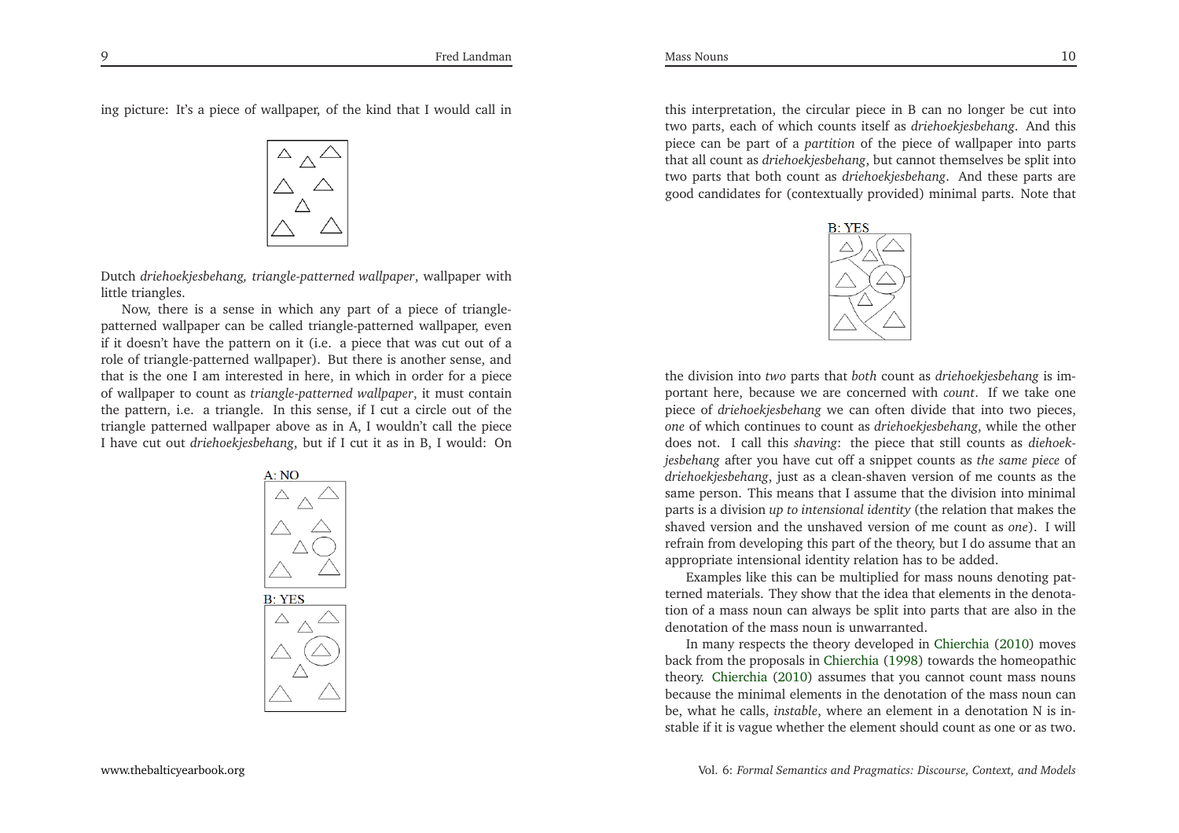ing picture: It's a piece of wallpaper, of the kind that I would call in

Dutch *driehoekjesbehang, triangle-patterned wallpaper*, wallpaper with little triangles.

Now, there is a sense in which any part of a piece of triangle-patterned wallpaper can be called triangle-patterned wallpaper, even if it doesn't have the pattern on it (i.e. a piece that was cut out of a role of triangle-patterned wallpaper). But there is another sense, and that is the one I am interested in here, in which in order for a piece of wallpaper to count as *triangle-patterned wallpaper*, it must contain the pattern, i.e. a triangle. In this sense, if I cut a circle out of the triangle patterned wallpaper above as in A, I wouldn't call the piece I have cut out *driehoekjesbehang*, but if I cut it as in B, I would: On

A: NO

B: YES

this interpretation, the circular piece in B can no longer be cut into two parts, each of which counts itself as *driehoekjesbehang*. And this piece can be part of a *partition* of the piece of wallpaper into parts that all count as *driehoekjesbehang*, but cannot themselves be split into two parts that both count as *driehoekjesbehang*. And these parts are good candidates for (contextually provided) minimal parts. Note that

B: YES

the division into *two* parts that *both* count as *driehoekjesbehang* is important here, because we are concerned with *count*. If we take one piece of *driehoekjesbehang* we can often divide that into two pieces, *one* of which continues to count as *driehoekjesbehang*, while the other does not. I call this *shaving*: the piece that still counts as *diehoekjesbehang* after you have cut off a snippet counts as *the same piece* of *driehoekjesbehang*, just as a clean-shaven version of me counts as the same person. This means that I assume that the division into minimal parts is a division *up to intensional identity* (the relation that makes the shaved version and the unshaved version of me count as *one*). I will refrain from developing this part of the theory, but I do assume that an appropriate intensional identity relation has to be added.

Examples like this can be multiplied for mass nouns denoting patterned materials. They show that the idea that elements in the denotation of a mass noun can always be split into parts that are also in the denotation of the mass noun is unwarranted.

In many respects the theory developed in Chierchia (2010) moves back from the proposals in Chierchia (1998) towards the homeopathic theory. Chierchia (2010) assumes that you cannot count mass nouns because the minimal elements in the denotation of the mass noun can be, what he calls, *instable*, where an element in a denotation N is instable if it is vague whether the element should count as one or as two.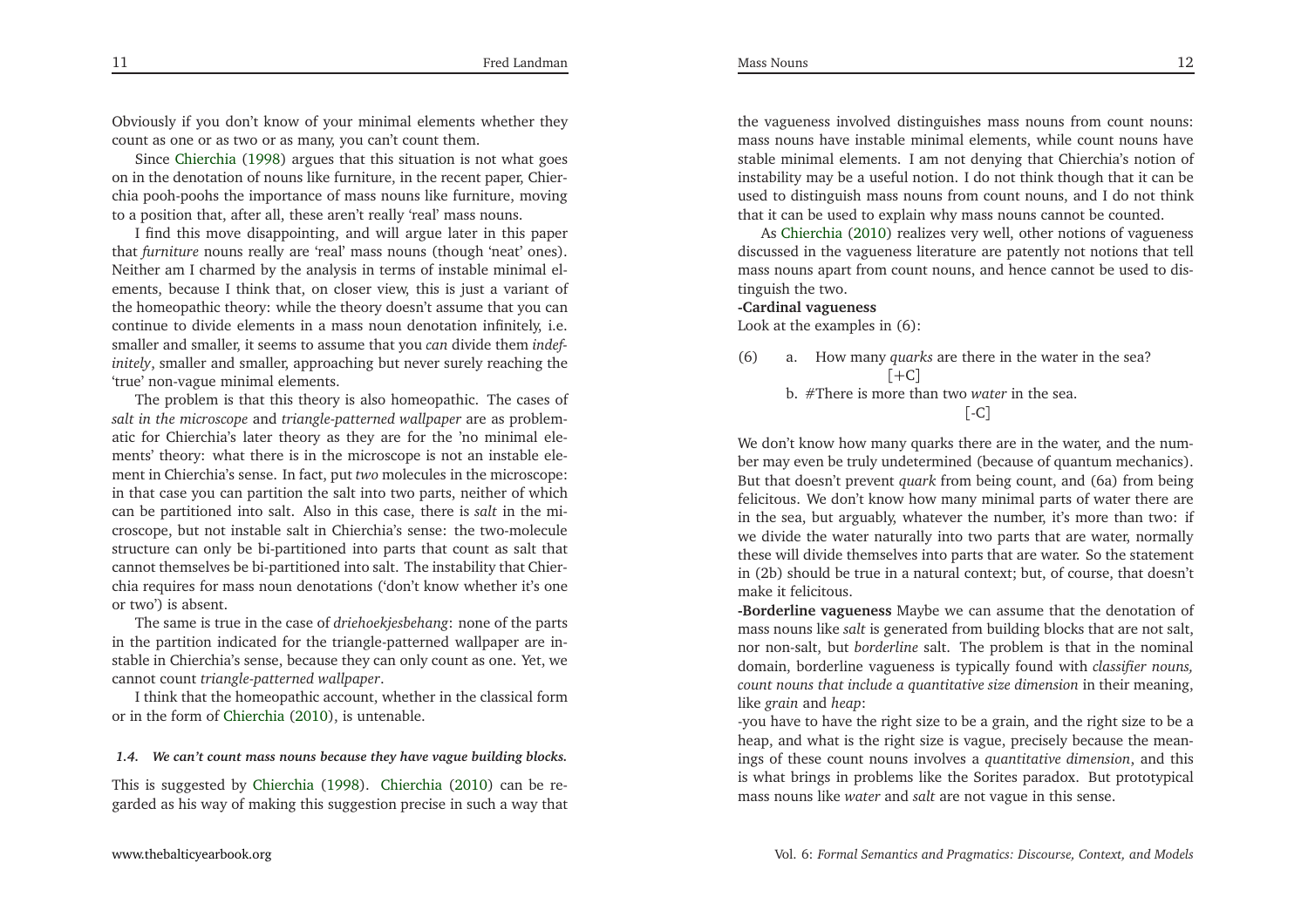Obviously if you don't know of your minimal elements whether they count as one or as two or as many, you can't count them.

Since Chierchia (1998) argues that this situation is not what goes on in the denotation of nouns like furniture, in the recent paper, Chierchia pooh-poohs the importance of mass nouns like furniture, moving to a position that, after all, these aren't really 'real' mass nouns.

I find this move disappointing, and will argue later in this paper that *furniture* nouns really are 'real' mass nouns (though 'neat' ones). Neither am I charmed by the analysis in terms of instable minimal elements, because I think that, on closer view, this is just a variant of the homeopathic theory: while the theory doesn't assume that you can continue to divide elements in a mass noun denotation infinitely, i.e. smaller and smaller, it seems to assume that you *can* divide them *indefinitely*, smaller and smaller, approaching but never surely reaching the 'true' non-vague minimal elements.

The problem is that this theory is also homeopathic. The cases of *salt in the microscope* and *triangle-patterned wallpaper* are as problematic for Chierchia's later theory as they are for the 'no minimal elements' theory: what there is in the microscope is not an instable element in Chierchia's sense. In fact, put *two* molecules in the microscope: in that case you can partition the salt into two parts, neither of which can be partitioned into salt. Also in this case, there is *salt* in the microscope, but not instable salt in Chierchia's sense: the two-molecule structure can only be bi-partitioned into parts that count as salt that cannot themselves be bi-partitioned into salt. The instability that Chierchia requires for mass noun denotations ('don't know whether it's one or two') is absent.

The same is true in the case of *driehoekjesbehang*: none of the parts in the partition indicated for the triangle-patterned wallpaper are instable in Chierchia's sense, because they can only count as one. Yet, we cannot count *triangle-patterned wallpaper*.

I think that the homeopathic account, whether in the classical form or in the form of Chierchia (2010), is untenable.

### *1.4. We can't count mass nouns because they have vague building blocks.*

This is suggested by Chierchia (1998). Chierchia (2010) can be regarded as his way of making this suggestion precise in such a way that the vagueness involved distinguishes mass nouns from count nouns: mass nouns have instable minimal elements, while count nouns have stable minimal elements. I am not denying that Chierchia's notion of instability may be a useful notion. I do not think though that it can be used to distinguish mass nouns from count nouns, and I do not think that it can be used to explain why mass nouns cannot be counted.

As Chierchia (2010) realizes very well, other notions of vagueness discussed in the vagueness literature are patently not notions that tell mass nouns apart from count nouns, and hence cannot be used to distinguish the two.

**-Cardinal vagueness**
Look at the examples in (6):

(6) a. How many *quarks* are there in the water in the sea? [+C]
b. #There is more than two *water* in the sea. [-C]

We don't know how many quarks there are in the water, and the number may even be truly undetermined (because of quantum mechanics). But that doesn't prevent *quark* from being count, and (6a) from being felicitous. We don't know how many minimal parts of water there are in the sea, but arguably, whatever the number, it's more than two: if we divide the water naturally into two parts that are water, normally these will divide themselves into parts that are water. So the statement in (2b) should be true in a natural context; but, of course, that doesn't make it felicitous.

**-Borderline vagueness** Maybe we can assume that the denotation of mass nouns like *salt* is generated from building blocks that are not salt, nor non-salt, but *borderline* salt. The problem is that in the nominal domain, borderline vagueness is typically found with *classifier nouns, count nouns that include a quantitative size dimension* in their meaning, like *grain* and *heap*:

-you have to have the right size to be a grain, and the right size to be a heap, and what is the right size is vague, precisely because the meanings of these count nouns involves a *quantitative dimension*, and this is what brings in problems like the Sorites paradox. But prototypical mass nouns like *water* and *salt* are not vague in this sense.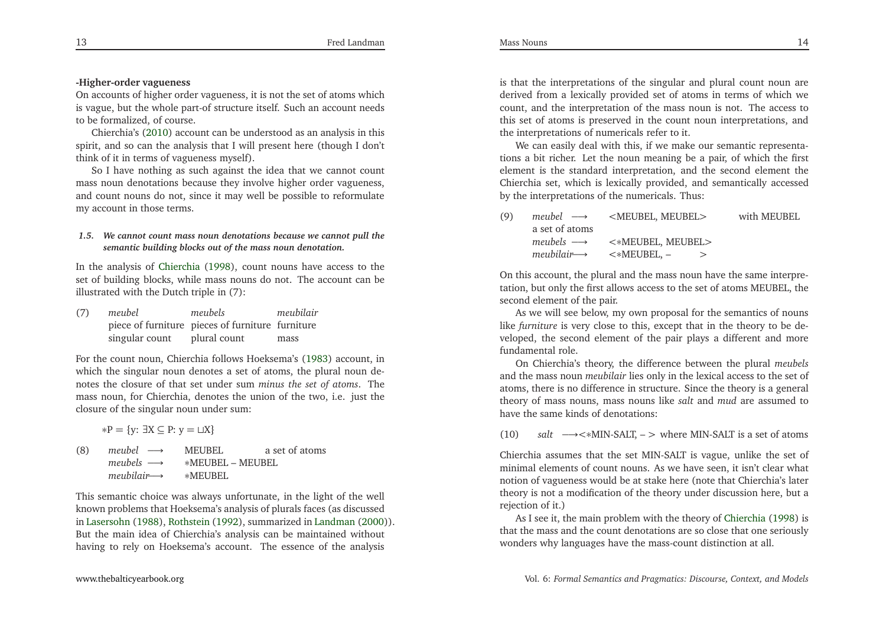**-Higher-order vagueness**

On accounts of higher order vagueness, it is not the set of atoms which is vague, but the whole part-of structure itself. Such an account needs to be formalized, of course.

Chierchia's (2010) account can be understood as an analysis in this spirit, and so can the analysis that I will present here (though I don't think of it in terms of vagueness myself).

So I have nothing as such against the idea that we cannot count mass noun denotations because they involve higher order vagueness, and count nouns do not, since it may well be possible to reformulate my account in those terms.

### *1.5. We cannot count mass noun denotations because we cannot pull the semantic building blocks out of the mass noun denotation.*

In the analysis of Chierchia (1998), count nouns have access to the set of building blocks, while mass nouns do not. The account can be illustrated with the Dutch triple in (7):

| (7) | *meubel* | *meubels* | *meubilair* |
|---|---|---|---|
| | piece of furniture | pieces of furniture | furniture |
| | singular count | plural count | mass |

For the count noun, Chierchia follows Hoeksema's (1983) account, in which the singular noun denotes a set of atoms, the plural noun denotes the closure of that set under sum *minus the set of atoms*. The mass noun, for Chierchia, denotes the union of the two, i.e. just the closure of the singular noun under sum:

$$*P = \{y: \exists X \subseteq P: y = \sqcup X\}$$

| (8) | *meubel* ⟶ | MEUBEL | a set of atoms |
|---|---|---|---|
| | *meubels* ⟶ | ∗MEUBEL – MEUBEL | |
| | *meubilair*⟶ | ∗MEUBEL | |

This semantic choice was always unfortunate, in the light of the well known problems that Hoeksema's analysis of plurals faces (as discussed in Lasersohn (1988), Rothstein (1992), summarized in Landman (2000)). But the main idea of Chierchia's analysis can be maintained without having to rely on Hoeksema's account. The essence of the analysis is that the interpretations of the singular and plural count noun are derived from a lexically provided set of atoms in terms of which we count, and the interpretation of the mass noun is not. The access to this set of atoms is preserved in the count noun interpretations, and the interpretations of numericals refer to it.

We can easily deal with this, if we make our semantic representations a bit richer. Let the noun meaning be a pair, of which the first element is the standard interpretation, and the second element the Chierchia set, which is lexically provided, and semantically accessed by the interpretations of the numericals. Thus:

| (9) | *meubel* ⟶ | <MEUBEL, MEUBEL> | with MEUBEL a set of atoms |
|---|---|---|---|
| | *meubels* ⟶ | <∗MEUBEL, MEUBEL> | |
| | *meubilair*⟶ | <∗MEUBEL, – > | |

On this account, the plural and the mass noun have the same interpretation, but only the first allows access to the set of atoms MEUBEL, the second element of the pair.

As we will see below, my own proposal for the semantics of nouns like *furniture* is very close to this, except that in the theory to be developed, the second element of the pair plays a different and more fundamental role.

On Chierchia's theory, the difference between the plural *meubels* and the mass noun *meubilair* lies only in the lexical access to the set of atoms, there is no difference in structure. Since the theory is a general theory of mass nouns, mass nouns like *salt* and *mud* are assumed to have the same kinds of denotations:

(10) *salt* ⟶<∗MIN-SALT, – > where MIN-SALT is a set of atoms

Chierchia assumes that the set MIN-SALT is vague, unlike the set of minimal elements of count nouns. As we have seen, it isn't clear what notion of vagueness would be at stake here (note that Chierchia's later theory is not a modification of the theory under discussion here, but a rejection of it.)

As I see it, the main problem with the theory of Chierchia (1998) is that the mass and the count denotations are so close that one seriously wonders why languages have the mass-count distinction at all.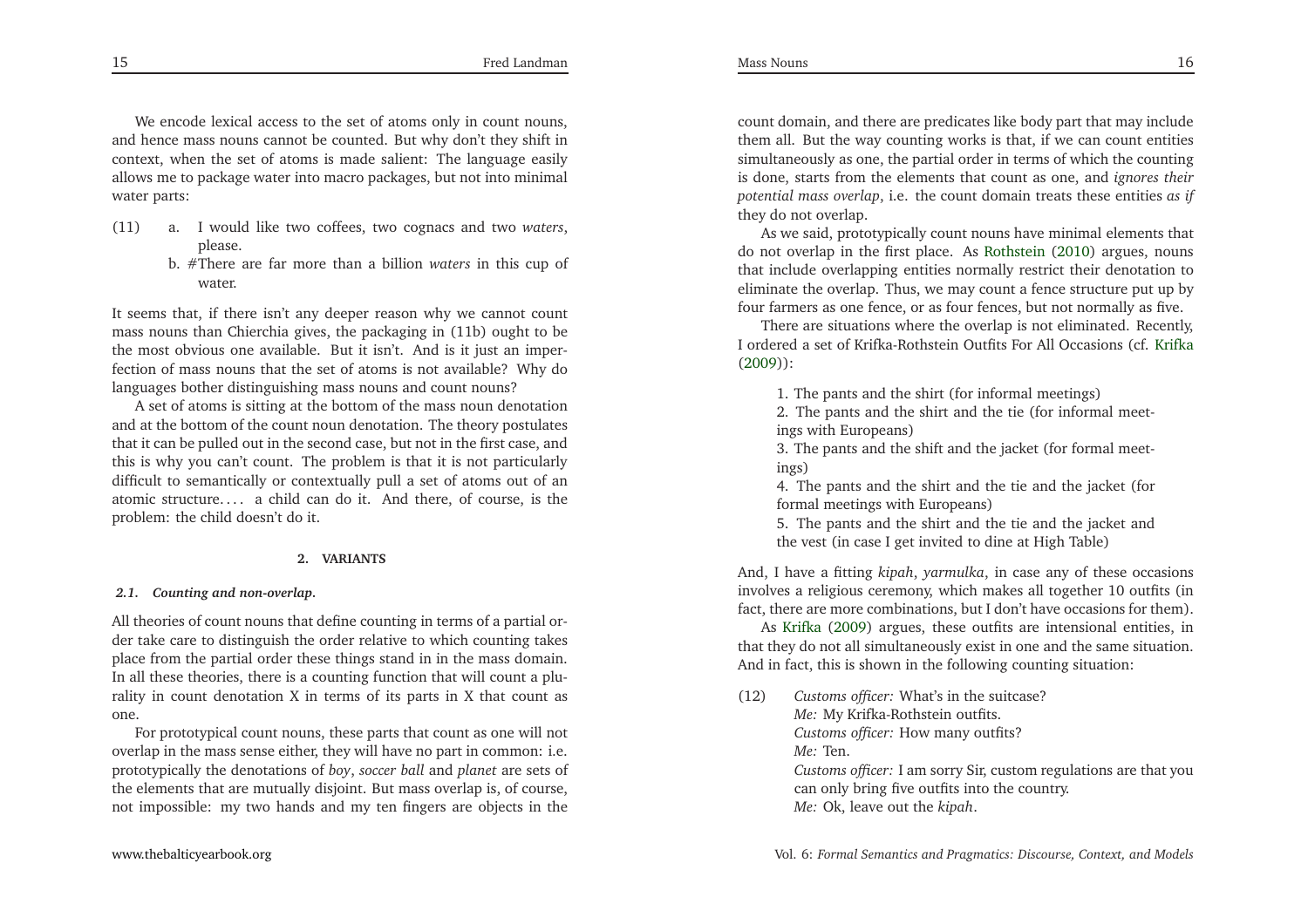We encode lexical access to the set of atoms only in count nouns, and hence mass nouns cannot be counted. But why don't they shift in context, when the set of atoms is made salient: The language easily allows me to package water into macro packages, but not into minimal water parts:

(11) a. I would like two coffees, two cognacs and two *waters*, please.
b. #There are far more than a billion *waters* in this cup of water.

It seems that, if there isn't any deeper reason why we cannot count mass nouns than Chierchia gives, the packaging in (11b) ought to be the most obvious one available. But it isn't. And is it just an imperfection of mass nouns that the set of atoms is not available? Why do languages bother distinguishing mass nouns and count nouns?

A set of atoms is sitting at the bottom of the mass noun denotation and at the bottom of the count noun denotation. The theory postulates that it can be pulled out in the second case, but not in the first case, and this is why you can't count. The problem is that it is not particularly difficult to semantically or contextually pull a set of atoms out of an atomic structure.... a child can do it. And there, of course, is the problem: the child doesn't do it.

## 2. VARIANTS

### 2.1. Counting and non-overlap.

All theories of count nouns that define counting in terms of a partial order take care to distinguish the order relative to which counting takes place from the partial order these things stand in in the mass domain. In all these theories, there is a counting function that will count a plurality in count denotation X in terms of its parts in X that count as one.

For prototypical count nouns, these parts that count as one will not overlap in the mass sense either, they will have no part in common: i.e. prototypically the denotations of *boy*, *soccer ball* and *planet* are sets of the elements that are mutually disjoint. But mass overlap is, of course, not impossible: my two hands and my ten fingers are objects in the count domain, and there are predicates like body part that may include them all. But the way counting works is that, if we can count entities simultaneously as one, the partial order in terms of which the counting is done, starts from the elements that count as one, and *ignores their potential mass overlap*, i.e. the count domain treats these entities *as if* they do not overlap.

As we said, prototypically count nouns have minimal elements that do not overlap in the first place. As Rothstein (2010) argues, nouns that include overlapping entities normally restrict their denotation to eliminate the overlap. Thus, we may count a fence structure put up by four farmers as one fence, or as four fences, but not normally as five.

There are situations where the overlap is not eliminated. Recently, I ordered a set of Krifka-Rothstein Outfits For All Occasions (cf. Krifka (2009)):

1. The pants and the shirt (for informal meetings)
2. The pants and the shirt and the tie (for informal meetings with Europeans)
3. The pants and the shift and the jacket (for formal meetings)
4. The pants and the shirt and the tie and the jacket (for formal meetings with Europeans)
5. The pants and the shirt and the tie and the jacket and the vest (in case I get invited to dine at High Table)

And, I have a fitting *kipah*, *yarmulka*, in case any of these occasions involves a religious ceremony, which makes all together 10 outfits (in fact, there are more combinations, but I don't have occasions for them).

As Krifka (2009) argues, these outfits are intensional entities, in that they do not all simultaneously exist in one and the same situation. And in fact, this is shown in the following counting situation:

(12) *Customs officer:* What's in the suitcase?
*Me:* My Krifka-Rothstein outfits.
*Customs officer:* How many outfits?
*Me:* Ten.
*Customs officer:* I am sorry Sir, custom regulations are that you can only bring five outfits into the country.
*Me:* Ok, leave out the *kipah*.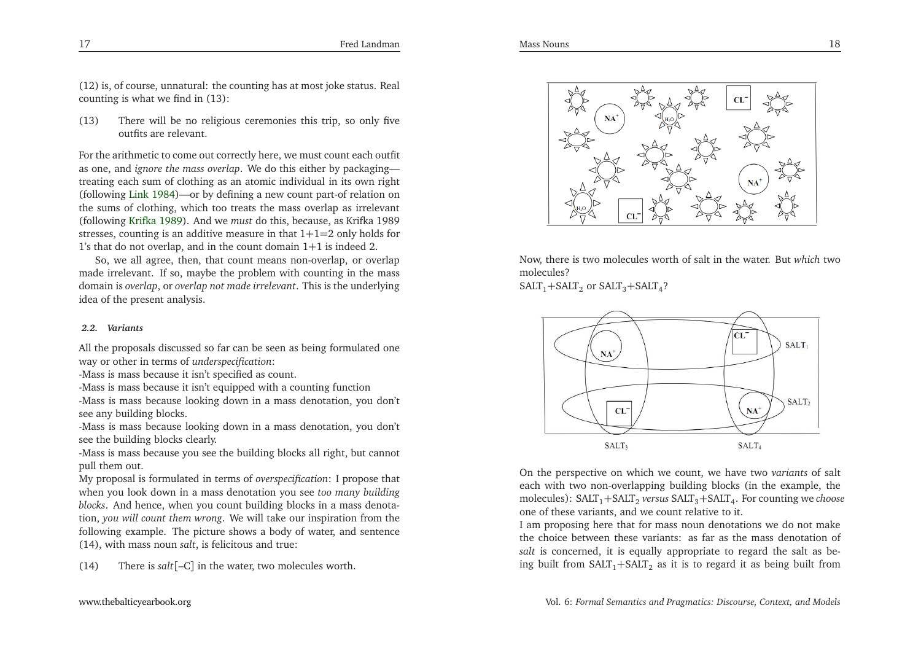(12) is, of course, unnatural: the counting has at most joke status. Real counting is what we find in (13):

(13) There will be no religious ceremonies this trip, so only five outfits are relevant.

For the arithmetic to come out correctly here, we must count each outfit as one, and *ignore the mass overlap*. We do this either by packaging—treating each sum of clothing as an atomic individual in its own right (following Link 1984)—or by defining a new count part-of relation on the sums of clothing, which too treats the mass overlap as irrelevant (following Krifka 1989). And we *must* do this, because, as Krifka 1989 stresses, counting is an additive measure in that 1+1=2 only holds for 1's that do not overlap, and in the count domain 1+1 is indeed 2.

So, we all agree, then, that count means non-overlap, or overlap made irrelevant. If so, maybe the problem with counting in the mass domain is *overlap*, or *overlap not made irrelevant*. This is the underlying idea of the present analysis.

### *2.2. Variants*

All the proposals discussed so far can be seen as being formulated one way or other in terms of *underspecification*:

-Mass is mass because it isn't specified as count.

-Mass is mass because it isn't equipped with a counting function

-Mass is mass because looking down in a mass denotation, you don't see any building blocks.

-Mass is mass because looking down in a mass denotation, you don't see the building blocks clearly.

-Mass is mass because you see the building blocks all right, but cannot pull them out.

My proposal is formulated in terms of *overspecification*: I propose that when you look down in a mass denotation you see *too many building blocks*. And hence, when you count building blocks in a mass denotation, *you will count them wrong*. We will take our inspiration from the following example. The picture shows a body of water, and sentence (14), with mass noun *salt*, is felicitous and true:

(14) There is *salt*[–C] in the water, two molecules worth.

Now, there is two molecules worth of salt in the water. But *which* two molecules?

$SALT_1+SALT_2$ or $SALT_3+SALT_4$?

On the perspective on which we count, we have two *variants* of salt each with two non-overlapping building blocks (in the example, the molecules): $SALT_1+SALT_2$ *versus* $SALT_3+SALT_4$. For counting we *choose* one of these variants, and we count relative to it.

I am proposing here that for mass noun denotations we do not make the choice between these variants: as far as the mass denotation of *salt* is concerned, it is equally appropriate to regard the salt as being built from $SALT_1+SALT_2$ as it is to regard it as being built from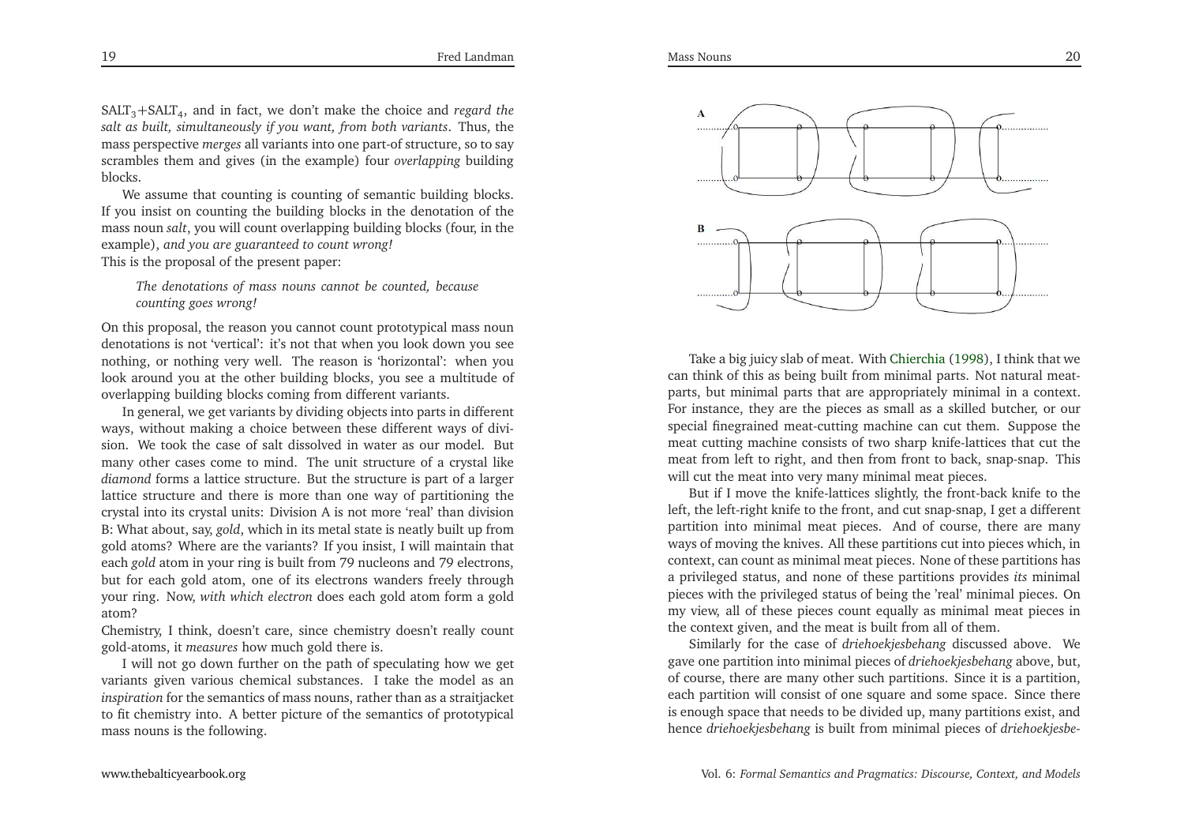$SALT_3+SALT_4$, and in fact, we don't make the choice and *regard the salt as built, simultaneously if you want, from both variants*. Thus, the mass perspective *merges* all variants into one part-of structure, so to say scrambles them and gives (in the example) four *overlapping* building blocks.

We assume that counting is counting of semantic building blocks. If you insist on counting the building blocks in the denotation of the mass noun *salt*, you will count overlapping building blocks (four, in the example), *and you are guaranteed to count wrong!*
This is the proposal of the present paper:

> *The denotations of mass nouns cannot be counted, because counting goes wrong!*

On this proposal, the reason you cannot count prototypical mass noun denotations is not 'vertical': it's not that when you look down you see nothing, or nothing very well. The reason is 'horizontal': when you look around you at the other building blocks, you see a multitude of overlapping building blocks coming from different variants.

In general, we get variants by dividing objects into parts in different ways, without making a choice between these different ways of division. We took the case of salt dissolved in water as our model. But many other cases come to mind. The unit structure of a crystal like *diamond* forms a lattice structure. But the structure is part of a larger lattice structure and there is more than one way of partitioning the crystal into its crystal units: Division A is not more 'real' than division B: What about, say, *gold*, which in its metal state is neatly built up from gold atoms? Where are the variants? If you insist, I will maintain that each *gold* atom in your ring is built from 79 nucleons and 79 electrons, but for each gold atom, one of its electrons wanders freely through your ring. Now, *with which electron* does each gold atom form a gold atom?
Chemistry, I think, doesn't care, since chemistry doesn't really count gold-atoms, it *measures* how much gold there is.

I will not go down further on the path of speculating how we get variants given various chemical substances. I take the model as an *inspiration* for the semantics of mass nouns, rather than as a straitjacket to fit chemistry into. A better picture of the semantics of prototypical mass nouns is the following.

Take a big juicy slab of meat. With Chierchia (1998), I think that we can think of this as being built from minimal parts. Not natural meat-parts, but minimal parts that are appropriately minimal in a context. For instance, they are the pieces as small as a skilled butcher, or our special finegrained meat-cutting machine can cut them. Suppose the meat cutting machine consists of two sharp knife-lattices that cut the meat from left to right, and then from front to back, snap-snap. This will cut the meat into very many minimal meat pieces.

But if I move the knife-lattices slightly, the front-back knife to the left, the left-right knife to the front, and cut snap-snap, I get a different partition into minimal meat pieces. And of course, there are many ways of moving the knives. All these partitions cut into pieces which, in context, can count as minimal meat pieces. None of these partitions has a privileged status, and none of these partitions provides *its* minimal pieces with the privileged status of being the 'real' minimal pieces. On my view, all of these pieces count equally as minimal meat pieces in the context given, and the meat is built from all of them.

Similarly for the case of *driehoekjesbehang* discussed above. We gave one partition into minimal pieces of *driehoekjesbehang* above, but, of course, there are many other such partitions. Since it is a partition, each partition will consist of one square and some space. Since there is enough space that needs to be divided up, many partitions exist, and hence *driehoekjesbehang* is built from minimal pieces of *driehoekjesbe-*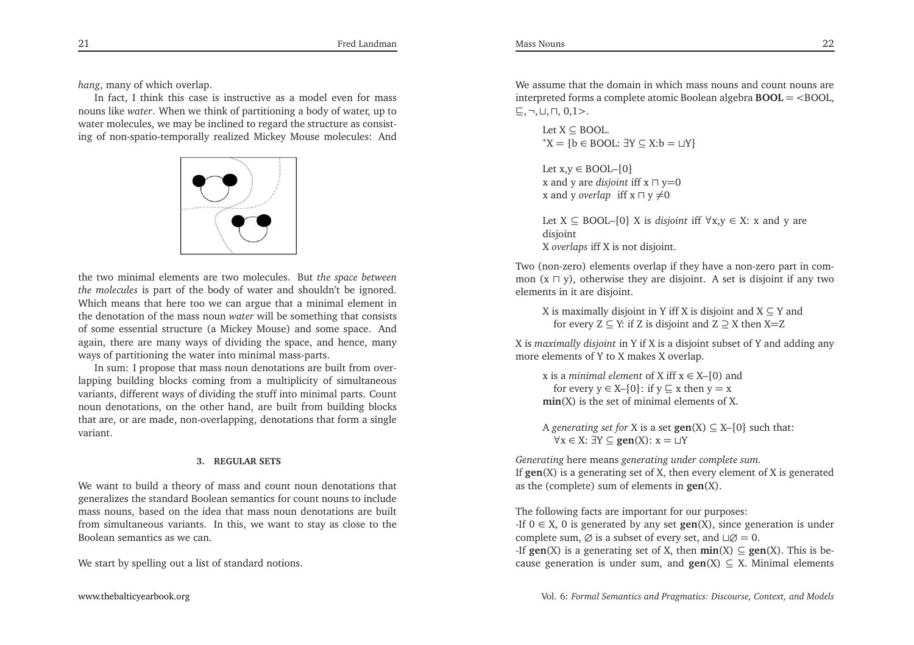*hang*, many of which overlap.

In fact, I think this case is instructive as a model even for mass nouns like *water*. When we think of partitioning a body of water, up to water molecules, we may be inclined to regard the structure as consisting of non-spatio-temporally realized Mickey Mouse molecules: And

the two minimal elements are two molecules. But *the space between the molecules* is part of the body of water and shouldn't be ignored. Which means that here too we can argue that a minimal element in the denotation of the mass noun *water* will be something that consists of some essential structure (a Mickey Mouse) and some space. And again, there are many ways of dividing the space, and hence, many ways of partitioning the water into minimal mass-parts.

In sum: I propose that mass noun denotations are built from overlapping building blocks coming from a multiplicity of simultaneous variants, different ways of dividing the stuff into minimal parts. Count noun denotations, on the other hand, are built from building blocks that are, or are made, non-overlapping, denotations that form a single variant.

### 3. REGULAR SETS

We want to build a theory of mass and count noun denotations that generalizes the standard Boolean semantics for count nouns to include mass nouns, based on the idea that mass noun denotations are built from simultaneous variants. In this, we want to stay as close to the Boolean semantics as we can.

We start by spelling out a list of standard notions.

We assume that the domain in which mass nouns and count nouns are interpreted forms a complete atomic Boolean algebra **BOOL** = $<$BOOL, $\sqsubseteq, \neg, \sqcup, \sqcap$, 0,1$>$.

> Let $X \subseteq$ BOOL.
> ${}^*X = \{b \in \text{BOOL}: \exists Y \subseteq X{:}b = \sqcup Y\}$
>
> Let x,y $\in$ BOOL–{0}
> x and y are *disjoint* iff $x \sqcap y = 0$
> x and y *overlap* iff $x \sqcap y \neq 0$
>
> Let $X \subseteq$ BOOL–{0} X is *disjoint* iff $\forall x,y \in X$: x and y are disjoint
> X *overlaps* iff X is not disjoint.

Two (non-zero) elements overlap if they have a non-zero part in common ($x \sqcap y$), otherwise they are disjoint. A set is disjoint if any two elements in it are disjoint.

> X is maximally disjoint in Y iff X is disjoint and $X \subseteq Y$ and for every $Z \subseteq Y$: if Z is disjoint and $Z \supseteq X$ then X=Z

X is *maximally disjoint* in Y if X is a disjoint subset of Y and adding any more elements of Y to X makes X overlap.

> x is a *minimal element* of X iff $x \in X$–{0} and for every $y \in X$–{0}: if $y \sqsubseteq x$ then $y = x$
> **min**(X) is the set of minimal elements of X.
>
> A *generating set for* X is a set **gen**(X) $\subseteq$ X–{0} such that:
> $\forall x \in X$: $\exists Y \subseteq$ **gen**(X): $x = \sqcup Y$

*Generating* here means *generating under complete sum.*
If **gen**(X) is a generating set of X, then every element of X is generated as the (complete) sum of elements in **gen**(X).

The following facts are important for our purposes:
-If $0 \in X$, 0 is generated by any set **gen**(X), since generation is under complete sum, $\varnothing$ is a subset of every set, and $\sqcup\varnothing = 0$.
-If **gen**(X) is a generating set of X, then **min**(X) $\subseteq$ **gen**(X). This is because generation is under sum, and **gen**(X) $\subseteq$ X. Minimal elements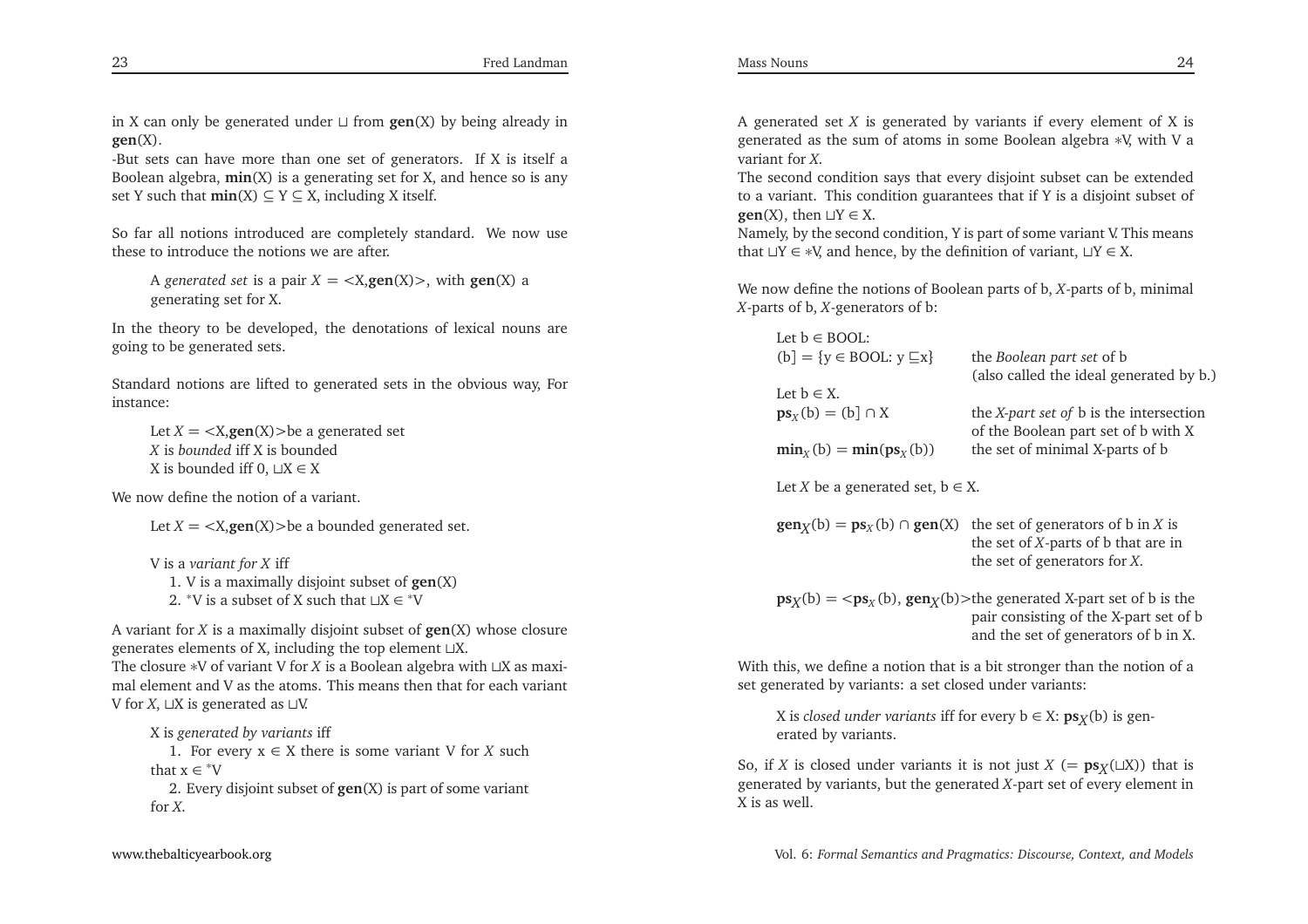in X can only be generated under $\sqcup$ from **gen**(X) by being already in **gen**(X).

-But sets can have more than one set of generators. If X is itself a Boolean algebra, **min**(X) is a generating set for X, and hence so is any set Y such that **min**(X) $\subseteq$ Y $\subseteq$ X, including X itself.

So far all notions introduced are completely standard. We now use these to introduce the notions we are after.

> A *generated set* is a pair $X = $ <X,**gen**(X)>, with **gen**(X) a generating set for X.

In the theory to be developed, the denotations of lexical nouns are going to be generated sets.

Standard notions are lifted to generated sets in the obvious way, For instance:

> Let $X = $ <X,**gen**(X)>be a generated set
> $X$ is *bounded* iff X is bounded
> X is bounded iff 0, $\sqcup$X $\in$ X

We now define the notion of a variant.

> Let $X = $ <X,**gen**(X)>be a bounded generated set.
>
> V is a *variant for X* iff
> 1. V is a maximally disjoint subset of **gen**(X)
> 2. $^*$V is a subset of X such that $\sqcup$X $\in$ $^*$V

A variant for $X$ is a maximally disjoint subset of **gen**(X) whose closure generates elements of X, including the top element $\sqcup$X.

The closure $*$V of variant V for $X$ is a Boolean algebra with $\sqcup$X as maximal element and V as the atoms. This means then that for each variant V for $X$, $\sqcup$X is generated as $\sqcup$V.

> X is *generated by variants* iff
> 1. For every x $\in$ X there is some variant V for $X$ such that x $\in$ $^*$V
> 2. Every disjoint subset of **gen**(X) is part of some variant for $X$.

A generated set $X$ is generated by variants if every element of X is generated as the sum of atoms in some Boolean algebra $*$V, with V a variant for $X$.

The second condition says that every disjoint subset can be extended to a variant. This condition guarantees that if Y is a disjoint subset of **gen**(X), then $\sqcup$Y $\in$ X.

Namely, by the second condition, Y is part of some variant V. This means that $\sqcup$Y $\in$ $*$V, and hence, by the definition of variant, $\sqcup$Y $\in$ X.

We now define the notions of Boolean parts of b, $X$-parts of b, minimal $X$-parts of b, $X$-generators of b:

> Let b $\in$ BOOL:
> (b] = {y $\in$ BOOL: y $\sqsubseteq$x} — the *Boolean part set* of b (also called the ideal generated by b.)
>
> Let b $\in$ X.
> $\mathbf{ps}_X$(b) = (b] $\cap$ X — the *X-part set of* b is the intersection of the Boolean part set of b with X
> $\mathbf{min}_X$(b) = **min**($\mathbf{ps}_X$(b)) — the set of minimal X-parts of b
>
> Let $X$ be a generated set, b $\in$ X.
>
> $\mathbf{gen}_X$(b) = $\mathbf{ps}_X$(b) $\cap$ **gen**(X) — the set of generators of b in $X$ is the set of $X$-parts of b that are in the set of generators for $X$.
>
> $\mathbf{ps}_X$(b) = <$\mathbf{ps}_X$(b), $\mathbf{gen}_X$(b)> — the generated X-part set of b is the pair consisting of the X-part set of b and the set of generators of b in X.

With this, we define a notion that is a bit stronger than the notion of a set generated by variants: a set closed under variants:

> X is *closed under variants* iff for every b $\in$ X: $\mathbf{ps}_X$(b) is generated by variants.

So, if $X$ is closed under variants it is not just $X$ (= $\mathbf{ps}_X$($\sqcup$X)) that is generated by variants, but the generated $X$-part set of every element in X is as well.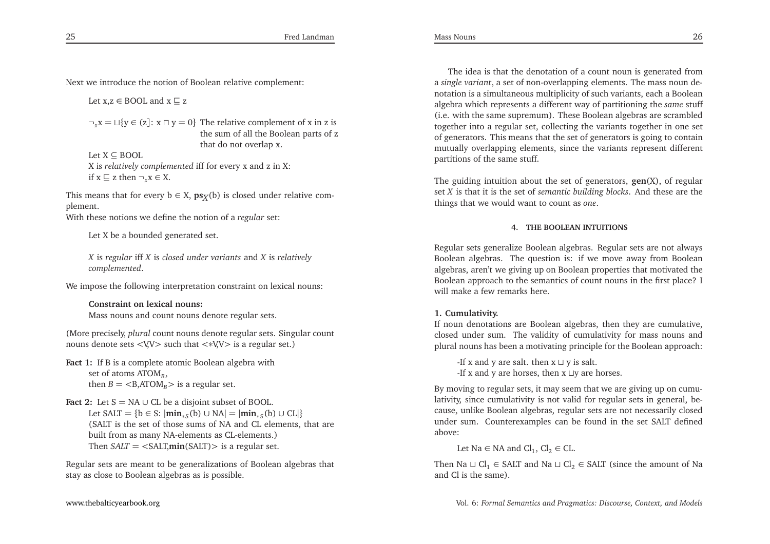Next we introduce the notion of Boolean relative complement:

Let x,z ∈ BOOL and $x \sqsubseteq z$

$\neg_z x = \sqcup\{y \in (z]\colon x \sqcap y = 0\}$ The relative complement of x in z is the sum of all the Boolean parts of z that do not overlap x.

Let X ⊆ BOOL
X is *relatively complemented* iff for every x and z in X:
if $x \sqsubseteq z$ then $\neg_z x \in X$.

This means that for every b ∈ X, $\mathbf{ps}_X(b)$ is closed under relative complement.
With these notions we define the notion of a *regular* set:

Let X be a bounded generated set.

*X* is *regular* iff *X* is *closed under variants* and *X* is *relatively complemented*.

We impose the following interpretation constraint on lexical nouns:

**Constraint on lexical nouns:**
Mass nouns and count nouns denote regular sets.

(More precisely, *plural* count nouns denote regular sets. Singular count nouns denote sets <V,V> such that <*V,V> is a regular set.)

**Fact 1:** If B is a complete atomic Boolean algebra with set of atoms $\text{ATOM}_B$, then $B = \langle B, \text{ATOM}_B \rangle$ is a regular set.

**Fact 2:** Let S = NA ∪ CL be a disjoint subset of BOOL.
Let SALT = $\{b \in S\colon |\mathbf{min}_{*S}(b) \cup \text{NA}| = |\mathbf{min}_{*S}(b) \cup \text{CL}|\}$
(SALT is the set of those sums of NA and CL elements, that are built from as many NA-elements as CL-elements.)
Then $SALT = \langle \text{SALT}, \mathbf{min}(\text{SALT}) \rangle$ is a regular set.

Regular sets are meant to be generalizations of Boolean algebras that stay as close to Boolean algebras as is possible.

The idea is that the denotation of a count noun is generated from a *single variant*, a set of non-overlapping elements. The mass noun denotation is a simultaneous multiplicity of such variants, each a Boolean algebra which represents a different way of partitioning the *same* stuff (i.e. with the same supremum). These Boolean algebras are scrambled together into a regular set, collecting the variants together in one set of generators. This means that the set of generators is going to contain mutually overlapping elements, since the variants represent different partitions of the same stuff.

The guiding intuition about the set of generators, **gen**(X), of regular set *X* is that it is the set of *semantic building blocks*. And these are the things that we would want to count as *one*.

#### 4. THE BOOLEAN INTUITIONS

Regular sets generalize Boolean algebras. Regular sets are not always Boolean algebras. The question is: if we move away from Boolean algebras, aren't we giving up on Boolean properties that motivated the Boolean approach to the semantics of count nouns in the first place? I will make a few remarks here.

**1. Cumulativity.**
If noun denotations are Boolean algebras, then they are cumulative, closed under sum. The validity of cumulativity for mass nouns and plural nouns has been a motivating principle for the Boolean approach:

-If x and y are salt. then $x \sqcup y$ is salt.
-If x and y are horses, then $x \sqcup y$ are horses.

By moving to regular sets, it may seem that we are giving up on cumulativity, since cumulativity is not valid for regular sets in general, because, unlike Boolean algebras, regular sets are not necessarily closed under sum. Counterexamples can be found in the set SALT defined above:

Let Na ∈ NA and $\text{Cl}_1, \text{Cl}_2 \in \text{CL}$.

Then $\text{Na} \sqcup \text{Cl}_1 \in \text{SALT}$ and $\text{Na} \sqcup \text{Cl}_2 \in \text{SALT}$ (since the amount of Na and Cl is the same).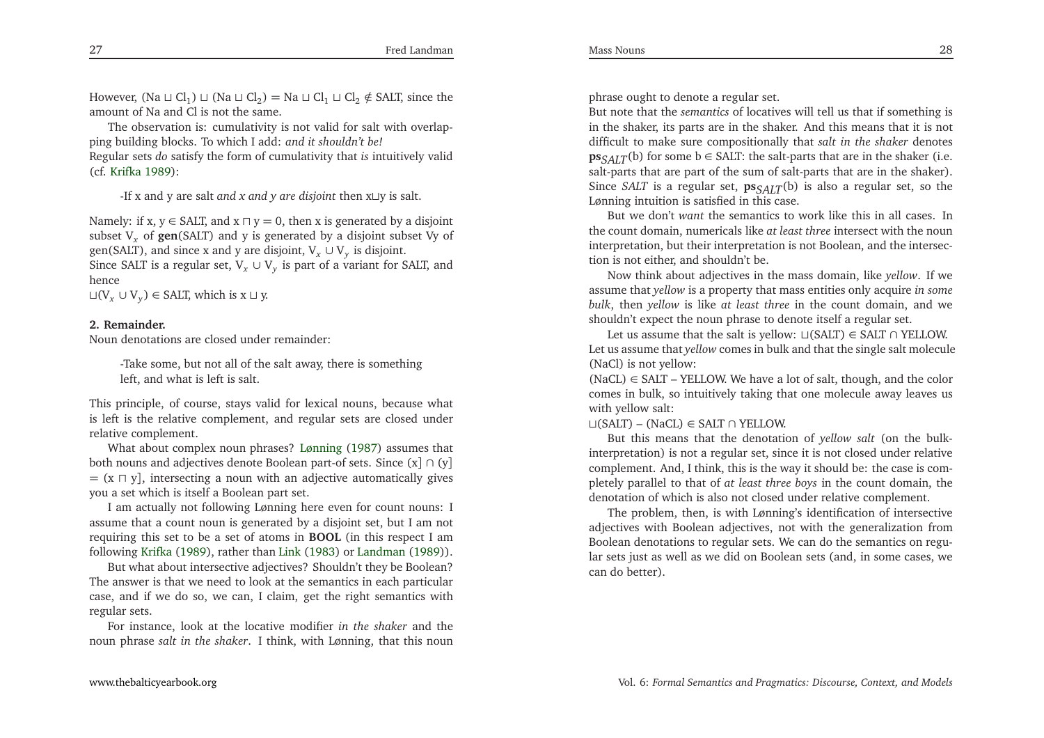However, $(\mathrm{Na} \sqcup \mathrm{Cl}_1) \sqcup (\mathrm{Na} \sqcup \mathrm{Cl}_2) = \mathrm{Na} \sqcup \mathrm{Cl}_1 \sqcup \mathrm{Cl}_2 \notin \mathrm{SALT}$, since the amount of Na and Cl is not the same.

The observation is: cumulativity is not valid for salt with overlapping building blocks. To which I add: *and it shouldn't be!*
Regular sets *do* satisfy the form of cumulativity that *is* intuitively valid (cf. Krifka 1989):

> -If x and y are salt *and x and y are disjoint* then $x \sqcup y$ is salt.

Namely: if $x, y \in \mathrm{SALT}$, and $x \sqcap y = 0$, then x is generated by a disjoint subset $V_x$ of **gen**(SALT) and y is generated by a disjoint subset Vy of gen(SALT), and since x and y are disjoint, $V_x \cup V_y$ is disjoint.
Since SALT is a regular set, $V_x \cup V_y$ is part of a variant for SALT, and hence
$\sqcup(V_x \cup V_y) \in \mathrm{SALT}$, which is $x \sqcup y$.

**2. Remainder.**
Noun denotations are closed under remainder:

> -Take some, but not all of the salt away, there is something left, and what is left is salt.

This principle, of course, stays valid for lexical nouns, because what is left is the relative complement, and regular sets are closed under relative complement.

What about complex noun phrases? Lønning (1987) assumes that both nouns and adjectives denote Boolean part-of sets. Since $(x] \cap (y] = (x \sqcap y]$, intersecting a noun with an adjective automatically gives you a set which is itself a Boolean part set.

I am actually not following Lønning here even for count nouns: I assume that a count noun is generated by a disjoint set, but I am not requiring this set to be a set of atoms in **BOOL** (in this respect I am following Krifka (1989), rather than Link (1983) or Landman (1989)).

But what about intersective adjectives? Shouldn't they be Boolean? The answer is that we need to look at the semantics in each particular case, and if we do so, we can, I claim, get the right semantics with regular sets.

For instance, look at the locative modifier *in the shaker* and the noun phrase *salt in the shaker*. I think, with Lønning, that this noun phrase ought to denote a regular set.
But note that the *semantics* of locatives will tell us that if something is in the shaker, its parts are in the shaker. And this means that it is not difficult to make sure compositionally that *salt in the shaker* denotes $\mathbf{ps}_{SALT}(b)$ for some $b \in \mathrm{SALT}$: the salt-parts that are in the shaker (i.e. salt-parts that are part of the sum of salt-parts that are in the shaker). Since *SALT* is a regular set, $\mathbf{ps}_{SALT}(b)$ is also a regular set, so the Lønning intuition is satisfied in this case.

But we don't *want* the semantics to work like this in all cases. In the count domain, numericals like *at least three* intersect with the noun interpretation, but their interpretation is not Boolean, and the intersection is not either, and shouldn't be.

Now think about adjectives in the mass domain, like *yellow*. If we assume that *yellow* is a property that mass entities only acquire *in some bulk*, then *yellow* is like *at least three* in the count domain, and we shouldn't expect the noun phrase to denote itself a regular set.

Let us assume that the salt is yellow: $\sqcup(\mathrm{SALT}) \in \mathrm{SALT} \cap \mathrm{YELLOW}$.
Let us assume that *yellow* comes in bulk and that the single salt molecule (NaCl) is not yellow:
$(\mathrm{NaCL}) \in \mathrm{SALT} - \mathrm{YELLOW}$. We have a lot of salt, though, and the color comes in bulk, so intuitively taking that one molecule away leaves us with yellow salt:
$\sqcup(\mathrm{SALT}) - (\mathrm{NaCL}) \in \mathrm{SALT} \cap \mathrm{YELLOW}$.

But this means that the denotation of *yellow salt* (on the bulk-interpretation) is not a regular set, since it is not closed under relative complement. And, I think, this is the way it should be: the case is completely parallel to that of *at least three boys* in the count domain, the denotation of which is also not closed under relative complement.

The problem, then, is with Lønning's identification of intersective adjectives with Boolean adjectives, not with the generalization from Boolean denotations to regular sets. We can do the semantics on regular sets just as well as we did on Boolean sets (and, in some cases, we can do better).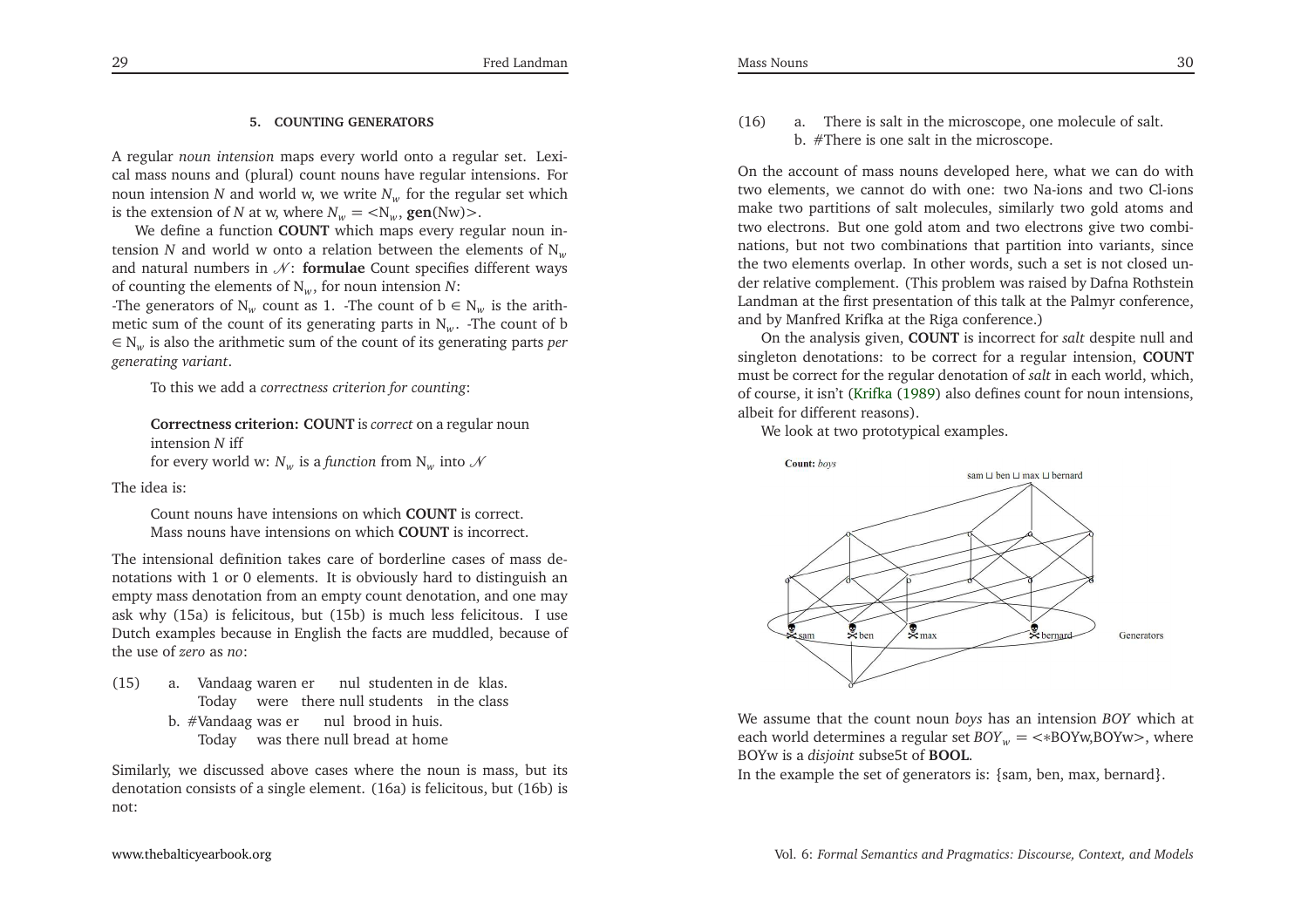#### 5. COUNTING GENERATORS

A regular *noun intension* maps every world onto a regular set. Lexical mass nouns and (plural) count nouns have regular intensions. For noun intension *N* and world w, we write $N_w$ for the regular set which is the extension of *N* at w, where $N_w = <\mathrm{N}_w, \mathbf{gen}(\mathrm{Nw})>$.

We define a function **COUNT** which maps every regular noun intension *N* and world w onto a relation between the elements of $\mathrm{N}_w$ and natural numbers in $\mathcal{N}$: **formulae** Count specifies different ways of counting the elements of $\mathrm{N}_w$, for noun intension *N*:

-The generators of $\mathrm{N}_w$ count as 1. -The count of $b \in \mathrm{N}_w$ is the arithmetic sum of the count of its generating parts in $\mathrm{N}_w$. -The count of $b \in \mathrm{N}_w$ is also the arithmetic sum of the count of its generating parts *per generating variant*.

To this we add a *correctness criterion for counting*:

> **Correctness criterion: COUNT** is *correct* on a regular noun intension *N* iff
> for every world w: $N_w$ is a *function* from $\mathrm{N}_w$ into $\mathcal{N}$

The idea is:

> Count nouns have intensions on which **COUNT** is correct.
> Mass nouns have intensions on which **COUNT** is incorrect.

The intensional definition takes care of borderline cases of mass denotations with 1 or 0 elements. It is obviously hard to distinguish an empty mass denotation from an empty count denotation, and one may ask why (15a) is felicitous, but (15b) is much less felicitous. I use Dutch examples because in English the facts are muddled, because of the use of *zero* as *no*:

(15) a. Vandaag waren er nul studenten in de klas.
 Today were there null students in the class
 b. #Vandaag was er nul brood in huis.
 Today was there null bread at home

Similarly, we discussed above cases where the noun is mass, but its denotation consists of a single element. (16a) is felicitous, but (16b) is not:

(16) a. There is salt in the microscope, one molecule of salt.
 b. #There is one salt in the microscope.

On the account of mass nouns developed here, what we can do with two elements, we cannot do with one: two Na-ions and two Cl-ions make two partitions of salt molecules, similarly two gold atoms and two electrons. But one gold atom and two electrons give two combinations, but not two combinations that partition into variants, since the two elements overlap. In other words, such a set is not closed under relative complement. (This problem was raised by Dafna Rothstein Landman at the first presentation of this talk at the Palmyr conference, and by Manfred Krifka at the Riga conference.)

On the analysis given, **COUNT** is incorrect for *salt* despite null and singleton denotations: to be correct for a regular intension, **COUNT** must be correct for the regular denotation of *salt* in each world, which, of course, it isn't (Krifka (1989) also defines count for noun intensions, albeit for different reasons).

We look at two prototypical examples.

**Count:** *boys*

sam ⊔ ben ⊔ max ⊔ bernard

sam ben max bernard Generators

We assume that the count noun *boys* has an intension *BOY* which at each world determines a regular set $BOY_w = <{*}\mathrm{BOYw}, \mathrm{BOYw}>$, where BOYw is a *disjoint* subse5t of **BOOL**.

In the example the set of generators is: {sam, ben, max, bernard}.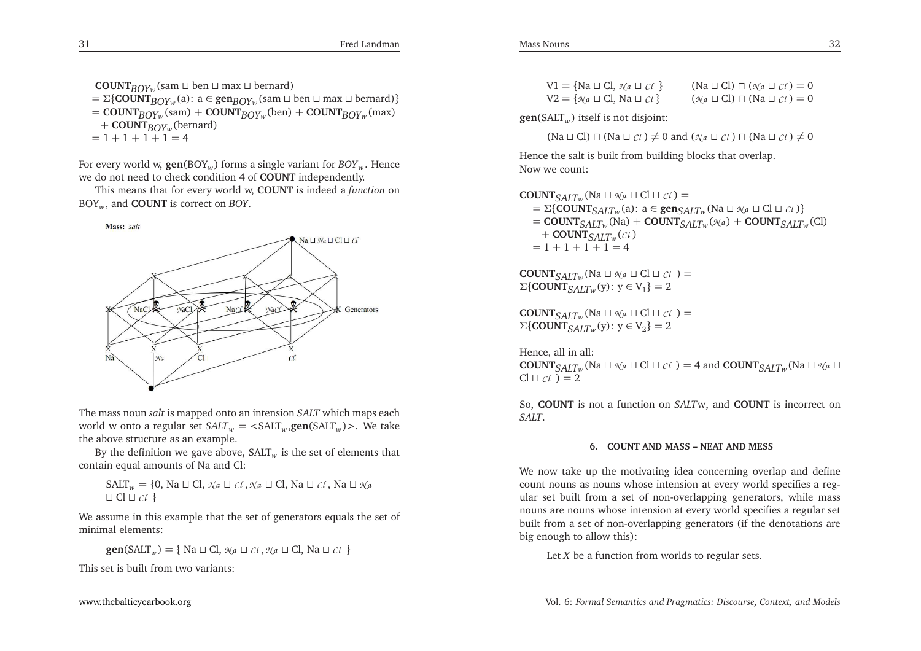$\mathbf{COUNT}_{BOY_w}(\text{sam} \sqcup \text{ben} \sqcup \text{max} \sqcup \text{bernard})$
$= \Sigma\{\mathbf{COUNT}_{BOY_w}(a)\colon a \in \mathbf{gen}_{BOY_w}(\text{sam} \sqcup \text{ben} \sqcup \text{max} \sqcup \text{bernard})\}$
$= \mathbf{COUNT}_{BOY_w}(\text{sam}) + \mathbf{COUNT}_{BOY_w}(\text{ben}) + \mathbf{COUNT}_{BOY_w}(\text{max})$
$+ \mathbf{COUNT}_{BOY_w}(\text{bernard})$
$= 1 + 1 + 1 + 1 = 4$

For every world w, $\mathbf{gen}(\text{BOY}_w)$ forms a single variant for $BOY_w$. Hence we do not need to check condition 4 of **COUNT** independently.

This means that for every world w, **COUNT** is indeed a *function* on $\text{BOY}_w$, and **COUNT** is correct on *BOY*.

**Mass:** *salt*

The mass noun *salt* is mapped onto an intension *SALT* which maps each world w onto a regular set $SALT_w = <\text{SALT}_w, \mathbf{gen}(\text{SALT}_w)>$. We take the above structure as an example.

By the definition we gave above, $\text{SALT}_w$ is the set of elements that contain equal amounts of Na and Cl:

$\text{SALT}_w = \{0, \text{Na} \sqcup \text{Cl}, \mathcal{Na} \sqcup \mathcal{Cl}, \mathcal{Na} \sqcup \text{Cl}, \text{Na} \sqcup \mathcal{Cl}, \text{Na} \sqcup \mathcal{Na} \sqcup \text{Cl} \sqcup \mathcal{Cl}\}$

We assume in this example that the set of generators equals the set of minimal elements:

$\mathbf{gen}(\text{SALT}_w) = \{\text{Na} \sqcup \text{Cl}, \mathcal{Na} \sqcup \mathcal{Cl}, \mathcal{Na} \sqcup \text{Cl}, \text{Na} \sqcup \mathcal{Cl}\}$

This set is built from two variants:

$\text{V1} = \{\text{Na} \sqcup \text{Cl}, \mathcal{Na} \sqcup \mathcal{Cl}\}$ $\quad (\text{Na} \sqcup \text{Cl}) \sqcap (\mathcal{Na} \sqcup \mathcal{Cl}) = 0$
$\text{V2} = \{\mathcal{Na} \sqcup \text{Cl}, \text{Na} \sqcup \mathcal{Cl}\}$ $\quad (\mathcal{Na} \sqcup \text{Cl}) \sqcap (\text{Na} \sqcup \mathcal{Cl}) = 0$

$\mathbf{gen}(\text{SALT}_w)$ itself is not disjoint:

$(\text{Na} \sqcup \text{Cl}) \sqcap (\text{Na} \sqcup \mathcal{Cl}) \neq 0$ and $(\mathcal{Na} \sqcup \mathcal{Cl}) \sqcap (\text{Na} \sqcup \mathcal{Cl}) \neq 0$

Hence the salt is built from building blocks that overlap.
Now we count:

$\mathbf{COUNT}_{SALT_w}(\text{Na} \sqcup \mathcal{Na} \sqcup \text{Cl} \sqcup \mathcal{Cl}) =$
$= \Sigma\{\mathbf{COUNT}_{SALT_w}(a)\colon a \in \mathbf{gen}_{SALT_w}(\text{Na} \sqcup \mathcal{Na} \sqcup \text{Cl} \sqcup \mathcal{Cl})\}$
$= \mathbf{COUNT}_{SALT_w}(\text{Na}) + \mathbf{COUNT}_{SALT_w}(\mathcal{Na}) + \mathbf{COUNT}_{SALT_w}(\text{Cl})$
$+ \mathbf{COUNT}_{SALT_w}(\mathcal{Cl})$
$= 1 + 1 + 1 + 1 = 4$

$\mathbf{COUNT}_{SALT_w}(\text{Na} \sqcup \mathcal{Na} \sqcup \text{Cl} \sqcup \mathcal{Cl}) =$
$\Sigma\{\mathbf{COUNT}_{SALT_w}(y)\colon y \in V_1\} = 2$

$\mathbf{COUNT}_{SALT_w}(\text{Na} \sqcup \mathcal{Na} \sqcup \text{Cl} \sqcup \mathcal{Cl}) =$
$\Sigma\{\mathbf{COUNT}_{SALT_w}(y)\colon y \in V_2\} = 2$

Hence, all in all:
$\mathbf{COUNT}_{SALT_w}(\text{Na} \sqcup \mathcal{Na} \sqcup \text{Cl} \sqcup \mathcal{Cl}) = 4$ and $\mathbf{COUNT}_{SALT_w}(\text{Na} \sqcup \mathcal{Na} \sqcup \text{Cl} \sqcup \mathcal{Cl}) = 2$

So, **COUNT** is not a function on *SALT*w, and **COUNT** is incorrect on *SALT*.

## 6. COUNT AND MASS – NEAT AND MESS

We now take up the motivating idea concerning overlap and define count nouns as nouns whose intension at every world specifies a regular set built from a set of non-overlapping generators, while mass nouns are nouns whose intension at every world specifies a regular set built from a set of non-overlapping generators (if the denotations are big enough to allow this):

Let *X* be a function from worlds to regular sets.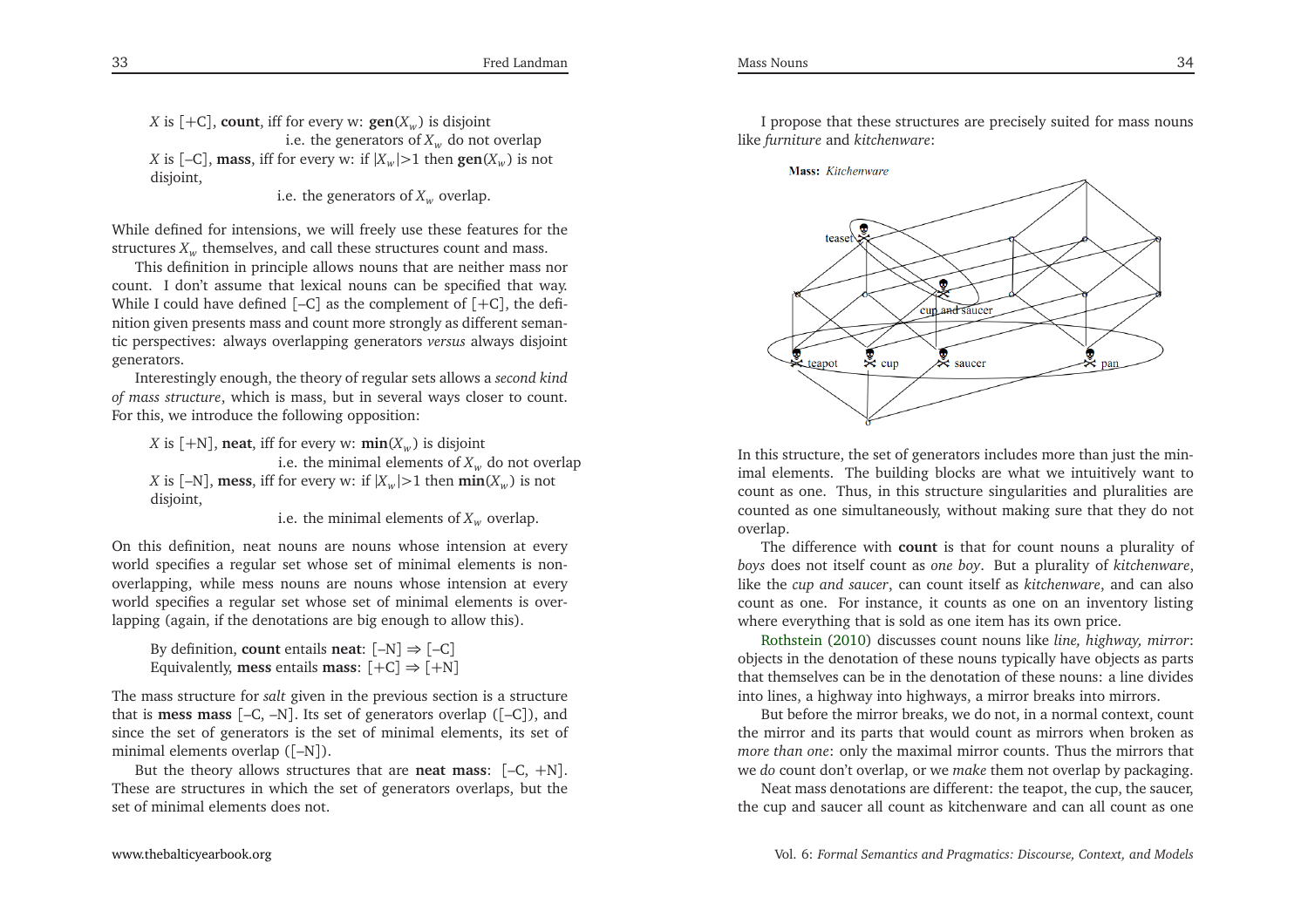$X$ is [+C], **count**, iff for every w: $\mathbf{gen}(X_w)$ is disjoint
i.e. the generators of $X_w$ do not overlap
$X$ is [–C], **mass**, iff for every w: if $|X_w|>1$ then $\mathbf{gen}(X_w)$ is not disjoint,
i.e. the generators of $X_w$ overlap.

While defined for intensions, we will freely use these features for the structures $X_w$ themselves, and call these structures count and mass.

This definition in principle allows nouns that are neither mass nor count. I don't assume that lexical nouns can be specified that way. While I could have defined [–C] as the complement of [+C], the definition given presents mass and count more strongly as different semantic perspectives: always overlapping generators *versus* always disjoint generators.

Interestingly enough, the theory of regular sets allows a *second kind of mass structure*, which is mass, but in several ways closer to count. For this, we introduce the following opposition:

$X$ is [+N], **neat**, iff for every w: $\mathbf{min}(X_w)$ is disjoint
i.e. the minimal elements of $X_w$ do not overlap
$X$ is [–N], **mess**, iff for every w: if $|X_w|>1$ then $\mathbf{min}(X_w)$ is not disjoint,
i.e. the minimal elements of $X_w$ overlap.

On this definition, neat nouns are nouns whose intension at every world specifies a regular set whose set of minimal elements is non-overlapping, while mess nouns are nouns whose intension at every world specifies a regular set whose set of minimal elements is overlapping (again, if the denotations are big enough to allow this).

By definition, **count** entails **neat**: $[–N] \Rightarrow [–C]$
Equivalently, **mess** entails **mass**: $[+C] \Rightarrow [+N]$

The mass structure for *salt* given in the previous section is a structure that is **mess mass** [–C, –N]. Its set of generators overlap ([–C]), and since the set of generators is the set of minimal elements, its set of minimal elements overlap ([–N]).

But the theory allows structures that are **neat mass**: [–C, +N]. These are structures in which the set of generators overlaps, but the set of minimal elements does not.

I propose that these structures are precisely suited for mass nouns like *furniture* and *kitchenware*:

Mass: *Kitchenware*

In this structure, the set of generators includes more than just the minimal elements. The building blocks are what we intuitively want to count as one. Thus, in this structure singularities and pluralities are counted as one simultaneously, without making sure that they do not overlap.

The difference with **count** is that for count nouns a plurality of *boys* does not itself count as *one boy*. But a plurality of *kitchenware*, like the *cup and saucer*, can count itself as *kitchenware*, and can also count as one. For instance, it counts as one on an inventory listing where everything that is sold as one item has its own price.

Rothstein (2010) discusses count nouns like *line, highway, mirror*: objects in the denotation of these nouns typically have objects as parts that themselves can be in the denotation of these nouns: a line divides into lines, a highway into highways, a mirror breaks into mirrors.

But before the mirror breaks, we do not, in a normal context, count the mirror and its parts that would count as mirrors when broken as *more than one*: only the maximal mirror counts. Thus the mirrors that we *do* count don't overlap, or we *make* them not overlap by packaging.

Neat mass denotations are different: the teapot, the cup, the saucer, the cup and saucer all count as kitchenware and can all count as one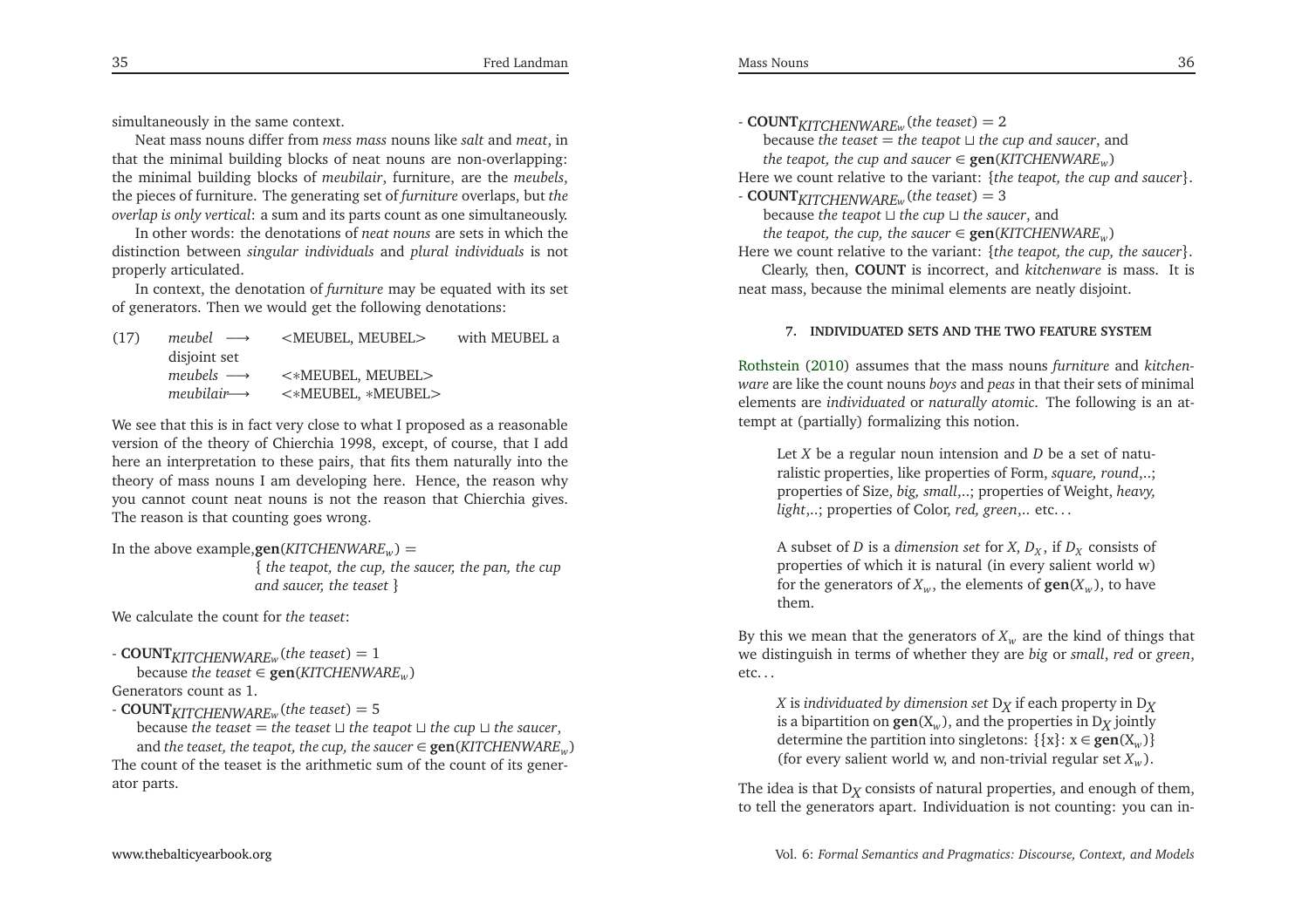simultaneously in the same context.

Neat mass nouns differ from *mess mass* nouns like *salt* and *meat*, in that the minimal building blocks of neat nouns are non-overlapping: the minimal building blocks of *meubilair*, furniture, are the *meubels*, the pieces of furniture. The generating set of *furniture* overlaps, but *the overlap is only vertical*: a sum and its parts count as one simultaneously.

In other words: the denotations of *neat nouns* are sets in which the distinction between *singular individuals* and *plural individuals* is not properly articulated.

In context, the denotation of *furniture* may be equated with its set of generators. Then we would get the following denotations:

(17) *meubel* ⟶ <MEUBEL, MEUBEL> with MEUBEL a disjoint set
*meubels* ⟶ <∗MEUBEL, MEUBEL>
*meubilair*⟶ <∗MEUBEL, ∗MEUBEL>

We see that this is in fact very close to what I proposed as a reasonable version of the theory of Chierchia 1998, except, of course, that I add here an interpretation to these pairs, that fits them naturally into the theory of mass nouns I am developing here. Hence, the reason why you cannot count neat nouns is not the reason that Chierchia gives. The reason is that counting goes wrong.

In the above example, $\mathbf{gen}(KITCHENWARE_w)$ =
{ *the teapot, the cup, the saucer, the pan, the cup and saucer, the teaset* }

We calculate the count for *the teaset*:

- $\mathbf{COUNT}_{KITCHENWARE_w}(\textit{the teaset}) = 1$
  because *the teaset* $\in \mathbf{gen}(KITCHENWARE_w)$

Generators count as 1.

- $\mathbf{COUNT}_{KITCHENWARE_w}(\textit{the teaset}) = 5$
  because *the teaset = the teaset* ⊔ *the teapot* ⊔ *the cup* ⊔ *the saucer*, and *the teaset, the teapot, the cup, the saucer* $\in \mathbf{gen}(KITCHENWARE_w)$

The count of the teaset is the arithmetic sum of the count of its generator parts.

- $\mathbf{COUNT}_{KITCHENWARE_w}(\textit{the teaset}) = 2$
  because *the teaset = the teapot* ⊔ *the cup and saucer*, and *the teapot, the cup and saucer* $\in \mathbf{gen}(KITCHENWARE_w)$

Here we count relative to the variant: {*the teapot, the cup and saucer*}.

- $\mathbf{COUNT}_{KITCHENWARE_w}(\textit{the teaset}) = 3$
  because *the teapot* ⊔ *the cup* ⊔ *the saucer*, and *the teapot, the cup, the saucer* $\in \mathbf{gen}(KITCHENWARE_w)$

Here we count relative to the variant: {*the teapot, the cup, the saucer*}.

Clearly, then, **COUNT** is incorrect, and *kitchenware* is mass. It is neat mass, because the minimal elements are neatly disjoint.

## 7. INDIVIDUATED SETS AND THE TWO FEATURE SYSTEM

Rothstein (2010) assumes that the mass nouns *furniture* and *kitchenware* are like the count nouns *boys* and *peas* in that their sets of minimal elements are *individuated* or *naturally atomic*. The following is an attempt at (partially) formalizing this notion.

> Let $X$ be a regular noun intension and $D$ be a set of naturalistic properties, like properties of Form, *square, round*,..; properties of Size, *big, small*,..; properties of Weight, *heavy, light*,..; properties of Color, *red, green*,.. etc...
>
> A subset of $D$ is a *dimension set* for $X$, $D_X$, if $D_X$ consists of properties of which it is natural (in every salient world w) for the generators of $X_w$, the elements of $\mathbf{gen}(X_w)$, to have them.

By this we mean that the generators of $X_w$ are the kind of things that we distinguish in terms of whether they are *big* or *small*, *red* or *green*, etc...

> $X$ is *individuated by dimension set* $D_X$ if each property in $D_X$ is a bipartition on $\mathbf{gen}(X_w)$, and the properties in $D_X$ jointly determine the partition into singletons: $\{\{x\}: x \in \mathbf{gen}(X_w)\}$ (for every salient world w, and non-trivial regular set $X_w$).

The idea is that $D_X$ consists of natural properties, and enough of them, to tell the generators apart. Individuation is not counting: you can in-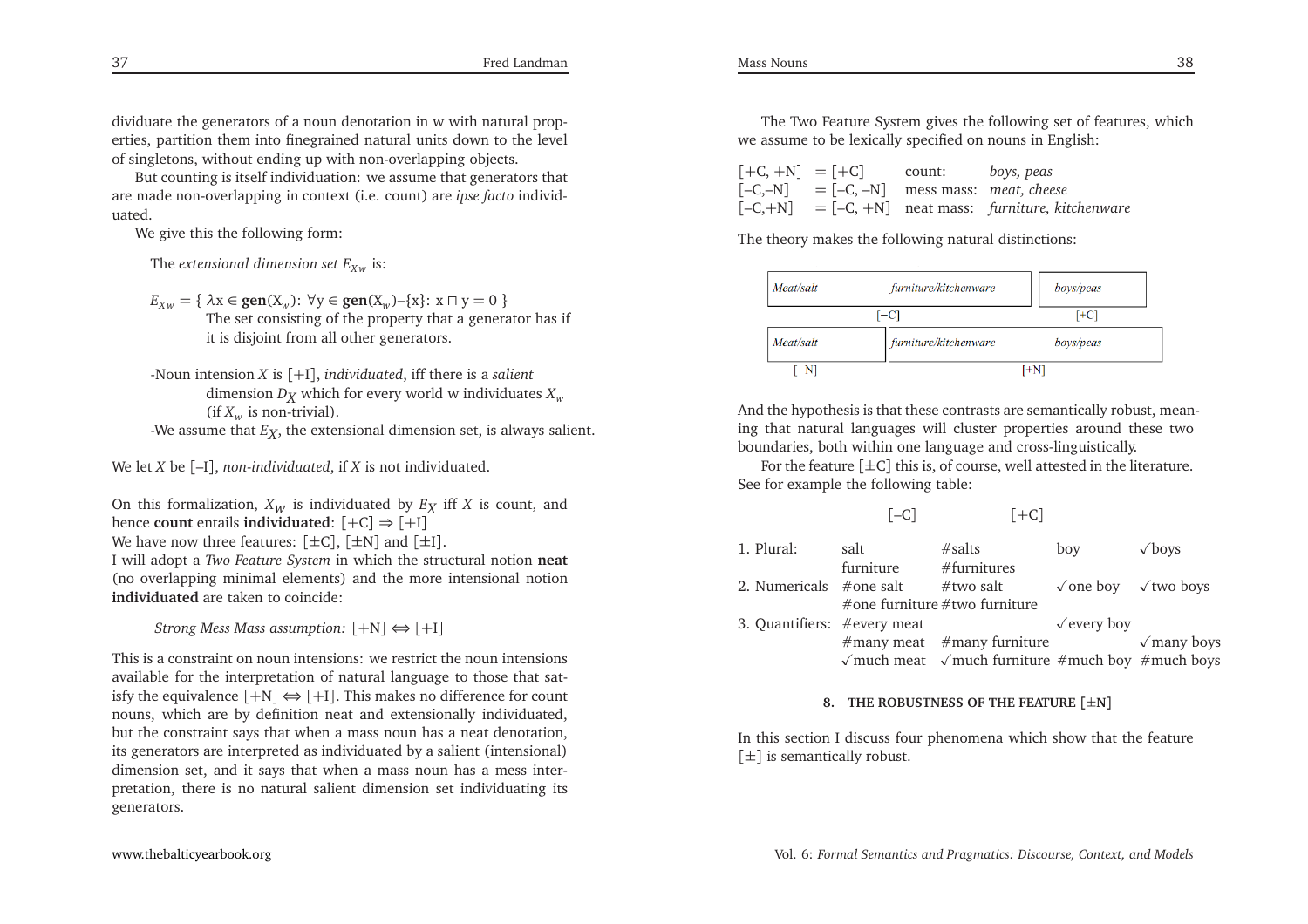dividuate the generators of a noun denotation in w with natural properties, partition them into finegrained natural units down to the level of singletons, without ending up with non-overlapping objects.

But counting is itself individuation: we assume that generators that are made non-overlapping in context (i.e. count) are *ipse facto* individuated.

We give this the following form:

The *extensional dimension set* $E_{Xw}$ is:

$E_{Xw} = \{ \lambda x \in \textbf{gen}(X_w)\text{: } \forall y \in \textbf{gen}(X_w) - \{x\}\text{: } x \sqcap y = 0 \}$
The set consisting of the property that a generator has if it is disjoint from all other generators.

-Noun intension $X$ is [+I], *individuated*, iff there is a *salient* dimension $D_X$ which for every world w individuates $X_w$ (if $X_w$ is non-trivial).
-We assume that $E_X$, the extensional dimension set, is always salient.

We let $X$ be [–I], *non-individuated*, if $X$ is not individuated.

On this formalization, $X_W$ is individuated by $E_X$ iff $X$ is count, and hence **count** entails **individuated**: $[+C] \Rightarrow [+I]$
We have now three features: [±C], [±N] and [±I].
I will adopt a *Two Feature System* in which the structural notion **neat** (no overlapping minimal elements) and the more intensional notion **individuated** are taken to coincide:

*Strong Mess Mass assumption:* $[+N] \Leftrightarrow [+I]$

This is a constraint on noun intensions: we restrict the noun intensions available for the interpretation of natural language to those that satisfy the equivalence $[+N] \Leftrightarrow [+I]$. This makes no difference for count nouns, which are by definition neat and extensionally individuated, but the constraint says that when a mass noun has a neat denotation, its generators are interpreted as individuated by a salient (intensional) dimension set, and it says that when a mass noun has a mess interpretation, there is no natural salient dimension set individuating its generators.

The Two Feature System gives the following set of features, which we assume to be lexically specified on nouns in English:

| | | | |
|---|---|---|---|
| [+C, +N] | = [+C] | count: | *boys, peas* |
| [–C,–N] | = [–C, –N] | mess mass: | *meat, cheese* |
| [–C,+N] | = [–C, +N] | neat mass: | *furniture, kitchenware* |

The theory makes the following natural distinctions:

| | | |
|---|---|---|
| *Meat/salt* | *furniture/kitchenware* | *boys/peas* |
| [–C] | | [+C] |
| *Meat/salt* | *furniture/kitchenware* | *boys/peas* |
| [–N] | [+N] | |

And the hypothesis is that these contrasts are semantically robust, meaning that natural languages will cluster properties around these two boundaries, both within one language and cross-linguistically.

For the feature [±C] this is, of course, well attested in the literature. See for example the following table:

| | [–C] | | [+C] | |
|---|---|---|---|---|
| 1. Plural: | salt | #salts | boy | √boys |
| | furniture | #furnitures | | |
| 2. Numericals | #one salt | #two salt | √one boy | √two boys |
| | #one furniture | #two furniture | | |
| 3. Quantifiers: | #every meat | | √every boy | |
| | #many meat | #many furniture | | √many boys |
| | √much meat | √much furniture | #much boy | #much boys |

## 8. THE ROBUSTNESS OF THE FEATURE [±N]

In this section I discuss four phenomena which show that the feature [±] is semantically robust.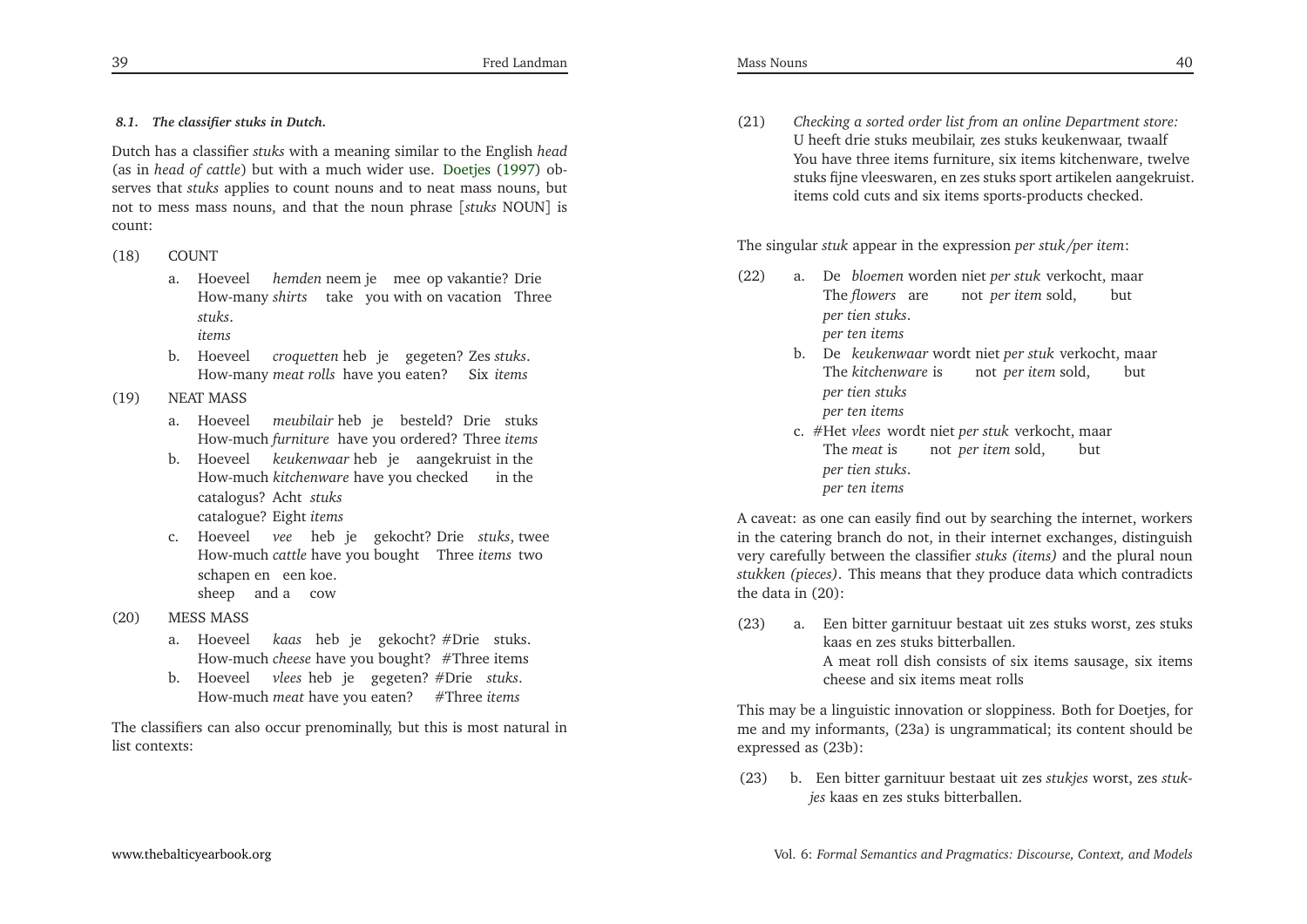#### *8.1. The classifier stuks in Dutch.*

Dutch has a classifier *stuks* with a meaning similar to the English *head* (as in *head of cattle*) but with a much wider use. Doetjes (1997) observes that *stuks* applies to count nouns and to neat mass nouns, but not to mess mass nouns, and that the noun phrase [*stuks* NOUN] is count:

(18) COUNT

a. Hoeveel *hemden* neem je mee op vakantie? Drie *stuks*.
   How-many *shirts* take you with on vacation Three *items*

b. Hoeveel *croquetten* heb je gegeten? Zes *stuks*.
   How-many *meat rolls* have you eaten? Six *items*

(19) NEAT MASS

a. Hoeveel *meubilair* heb je besteld? Drie stuks
   How-much *furniture* have you ordered? Three *items*

b. Hoeveel *keukenwaar* heb je aangekruist in the catalogus? Acht *stuks*
   How-much *kitchenware* have you checked in the catalogue? Eight *items*

c. Hoeveel *vee* heb je gekocht? Drie *stuks*, twee schapen en een koe.
   How-much *cattle* have you bought Three *items* two sheep and a cow

(20) MESS MASS

a. Hoeveel *kaas* heb je gekocht? #Drie stuks.
   How-much *cheese* have you bought? #Three items

b. Hoeveel *vlees* heb je gegeten? #Drie *stuks*.
   How-much *meat* have you eaten? #Three *items*

The classifiers can also occur prenominally, but this is most natural in list contexts:

(21) *Checking a sorted order list from an online Department store:*
U heeft drie stuks meubilair, zes stuks keukenwaar, twaalf stuks fijne vleeswaren, en zes stuks sport artikelen aangekruist.
You have three items furniture, six items kitchenware, twelve items cold cuts and six items sports-products checked.

The singular *stuk* appear in the expression *per stuk/per item*:

(22) a. De *bloemen* worden niet *per stuk* verkocht, maar *per tien stuks*.
   The *flowers* are not *per item* sold, but *per ten items*

b. De *keukenwaar* wordt niet *per stuk* verkocht, maar *per tien stuks*
   The *kitchenware* is not *per item* sold, but *per ten items*

c. #Het *vlees* wordt niet *per stuk* verkocht, maar *per tien stuks*.
   The *meat* is not *per item* sold, but *per ten items*

A caveat: as one can easily find out by searching the internet, workers in the catering branch do not, in their internet exchanges, distinguish very carefully between the classifier *stuks (items)* and the plural noun *stukken (pieces)*. This means that they produce data which contradicts the data in (20):

(23) a. Een bitter garnituur bestaat uit zes stuks worst, zes stuks kaas en zes stuks bitterballen.
   A meat roll dish consists of six items sausage, six items cheese and six items meat rolls

This may be a linguistic innovation or sloppiness. Both for Doetjes, for me and my informants, (23a) is ungrammatical; its content should be expressed as (23b):

(23) b. Een bitter garnituur bestaat uit zes *stukjes* worst, zes *stukjes* kaas en zes stuks bitterballen.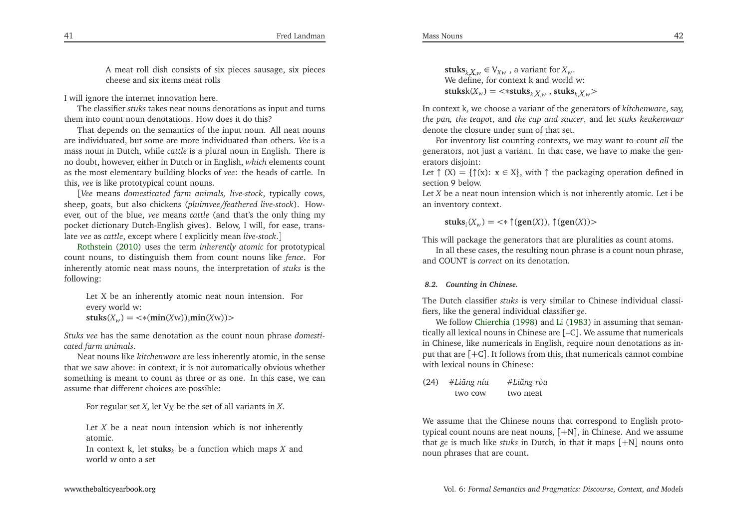A meat roll dish consists of six pieces sausage, six pieces cheese and six items meat rolls

I will ignore the internet innovation here.

The classifier *stuks* takes neat nouns denotations as input and turns them into count noun denotations. How does it do this?

That depends on the semantics of the input noun. All neat nouns are individuated, but some are more individuated than others. *Vee* is a mass noun in Dutch, while *cattle* is a plural noun in English. There is no doubt, however, either in Dutch or in English, *which* elements count as the most elementary building blocks of *vee*: the heads of cattle. In this, *vee* is like prototypical count nouns.

[*Vee* means *domesticated farm animals, live-stock*, typically cows, sheep, goats, but also chickens (*pluimvee/feathered live-stock*). However, out of the blue, *vee* means *cattle* (and that's the only thing my pocket dictionary Dutch-English gives). Below, I will, for ease, translate *vee* as *cattle*, except where I explicitly mean *live-stock*.]

Rothstein (2010) uses the term *inherently atomic* for prototypical count nouns, to distinguish them from count nouns like *fence*. For inherently atomic neat mass nouns, the interpretation of *stuks* is the following:

> Let X be an inherently atomic neat noun intension. For every world w:
> $\mathbf{stuks}(X_w) = <{*}(\mathbf{min}(X\mathrm{w})),\mathbf{min}(X\mathrm{w})>$

*Stuks vee* has the same denotation as the count noun phrase *domesticated farm animals*.

Neat nouns like *kitchenware* are less inherently atomic, in the sense that we saw above: in context, it is not automatically obvious whether something is meant to count as three or as one. In this case, we can assume that different choices are possible:

> For regular set $X$, let $V_X$ be the set of all variants in $X$.
>
> Let $X$ be a neat noun intension which is not inherently atomic.
> In context k, let $\mathbf{stuks}_k$ be a function which maps $X$ and world w onto a set
> $\mathbf{stuks}_{k,X,w} \in V_{Xw}$ , a variant for $X_w$.
> We define, for context k and world w:
> $\mathbf{stuks}\mathrm{k}(X_w) = <{*}\mathbf{stuks}_{k,X,w}\ ,\ \mathbf{stuks}_{k,X,w}>$

In context k, we choose a variant of the generators of *kitchenware*, say, *the pan, the teapot*, and *the cup and saucer*, and let *stuks keukenwaar* denote the closure under sum of that set.

For inventory list counting contexts, we may want to count *all* the generators, not just a variant. In that case, we have to make the generators disjoint:

Let $\uparrow(\mathrm{X}) = \{\uparrow(\mathrm{x})\colon\ \mathrm{x} \in \mathrm{X}\}$, with $\uparrow$ the packaging operation defined in section 9 below.

Let $X$ be a neat noun intension which is not inherently atomic. Let i be an inventory context.

> $\mathbf{stuks}_i(X_w) = <{*}\uparrow(\mathbf{gen}(X)),\ \uparrow(\mathbf{gen}(X))>$

This will package the generators that are pluralities as count atoms.

In all these cases, the resulting noun phrase is a count noun phrase, and COUNT is *correct* on its denotation.

### 8.2. Counting in Chinese.

The Dutch classifier *stuks* is very similar to Chinese individual classifiers, like the general individual classifier *ge*.

We follow Chierchia (1998) and Li (1983) in assuming that semantically all lexical nouns in Chinese are [–C]. We assume that numericals in Chinese, like numericals in English, require noun denotations as input that are [+C]. It follows from this, that numericals cannot combine with lexical nouns in Chinese:

(24) *#Liǎng níu* &nbsp;&nbsp;&nbsp; *#Liǎng ròu*
&nbsp;&nbsp;&nbsp;&nbsp;&nbsp;&nbsp;&nbsp;&nbsp;two cow &nbsp;&nbsp;&nbsp;&nbsp;&nbsp;&nbsp;&nbsp; two meat

We assume that the Chinese nouns that correspond to English prototypical count nouns are neat nouns, [+N], in Chinese. And we assume that *ge* is much like *stuks* in Dutch, in that it maps [+N] nouns onto noun phrases that are count.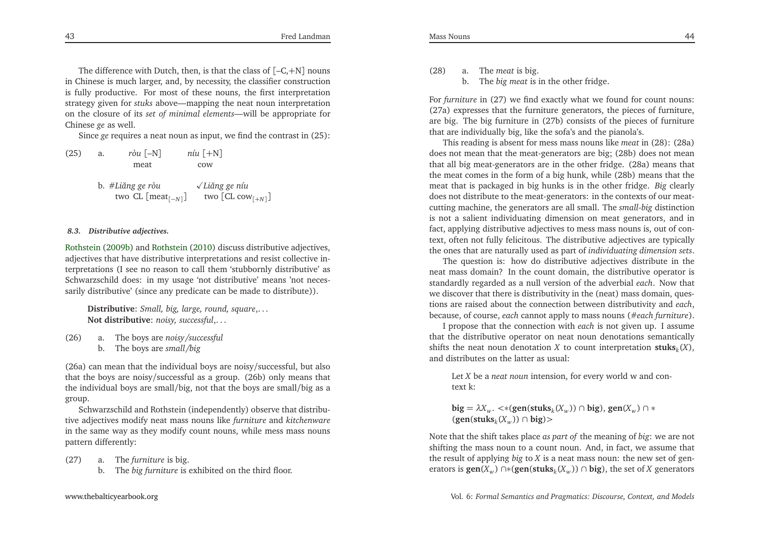The difference with Dutch, then, is that the class of [–C,+N] nouns in Chinese is much larger, and, by necessity, the classifier construction is fully productive. For most of these nouns, the first interpretation strategy given for *stuks* above—mapping the neat noun interpretation on the closure of its *set of minimal elements*—will be appropriate for Chinese *ge* as well.

Since *ge* requires a neat noun as input, we find the contrast in (25):

(25) a. *ròu* [–N] *níu* [+N]
meat cow

b. #*Liǎng ge ròu* ✓*Liǎng ge níu*
two CL [meat$_{[-N]}$] two [CL cow$_{[+N]}$]

### 8.3. Distributive adjectives.

Rothstein (2009b) and Rothstein (2010) discuss distributive adjectives, adjectives that have distributive interpretations and resist collective interpretations (I see no reason to call them 'stubbornly distributive' as Schwarzschild does: in my usage 'not distributive' means 'not necessarily distributive' (since any predicate can be made to distribute)).

**Distributive**: *Small, big, large, round, square*,...
**Not distributive**: *noisy, successful*,...

(26) a. The boys are *noisy/successful*
b. The boys are *small/big*

(26a) can mean that the individual boys are noisy/successful, but also that the boys are noisy/successful as a group. (26b) only means that the individual boys are small/big, not that the boys are small/big as a group.

Schwarzschild and Rothstein (independently) observe that distributive adjectives modify neat mass nouns like *furniture* and *kitchenware* in the same way as they modify count nouns, while mess mass nouns pattern differently:

(27) a. The *furniture* is big.
b. The *big furniture* is exhibited on the third floor.

(28) a. The *meat* is big.
b. The *big meat* is in the other fridge.

For *furniture* in (27) we find exactly what we found for count nouns: (27a) expresses that the furniture generators, the pieces of furniture, are big. The big furniture in (27b) consists of the pieces of furniture that are individually big, like the sofa's and the pianola's.

This reading is absent for mess mass nouns like *meat* in (28): (28a) does not mean that the meat-generators are big; (28b) does not mean that all big meat-generators are in the other fridge. (28a) means that the meat comes in the form of a big hunk, while (28b) means that the meat that is packaged in big hunks is in the other fridge. *Big* clearly does not distribute to the meat-generators: in the contexts of our meat-cutting machine, the generators are all small. The *small-big* distinction is not a salient individuating dimension on meat generators, and in fact, applying distributive adjectives to mess mass nouns is, out of context, often not fully felicitous. The distributive adjectives are typically the ones that are naturally used as part of *individuating dimension sets*.

The question is: how do distributive adjectives distribute in the neat mass domain? In the count domain, the distributive operator is standardly regarded as a null version of the adverbial *each*. Now that we discover that there is distributivity in the (neat) mass domain, questions are raised about the connection between distributivity and *each*, because, of course, *each* cannot apply to mass nouns (#*each furniture*).

I propose that the connection with *each* is not given up. I assume that the distributive operator on neat noun denotations semantically shifts the neat noun denotation $X$ to count interpretation $\mathbf{stuks}_k(X)$, and distributes on the latter as usual:

Let $X$ be a *neat noun* intension, for every world w and context k:

$$\mathbf{big} = \lambda X_w.\ <*(\mathbf{gen}(\mathbf{stuks}_k(X_w)) \cap \mathbf{big}),\ \mathbf{gen}(X_w) \cap *(\mathbf{gen}(\mathbf{stuks}_k(X_w)) \cap \mathbf{big})>$$

Note that the shift takes place *as part of* the meaning of *big*: we are not shifting the mass noun to a count noun. And, in fact, we assume that the result of applying *big* to $X$ is a neat mass noun: the new set of generators is $\mathbf{gen}(X_w) \cap *(\mathbf{gen}(\mathbf{stuks}_k(X_w)) \cap \mathbf{big})$, the set of $X$ generators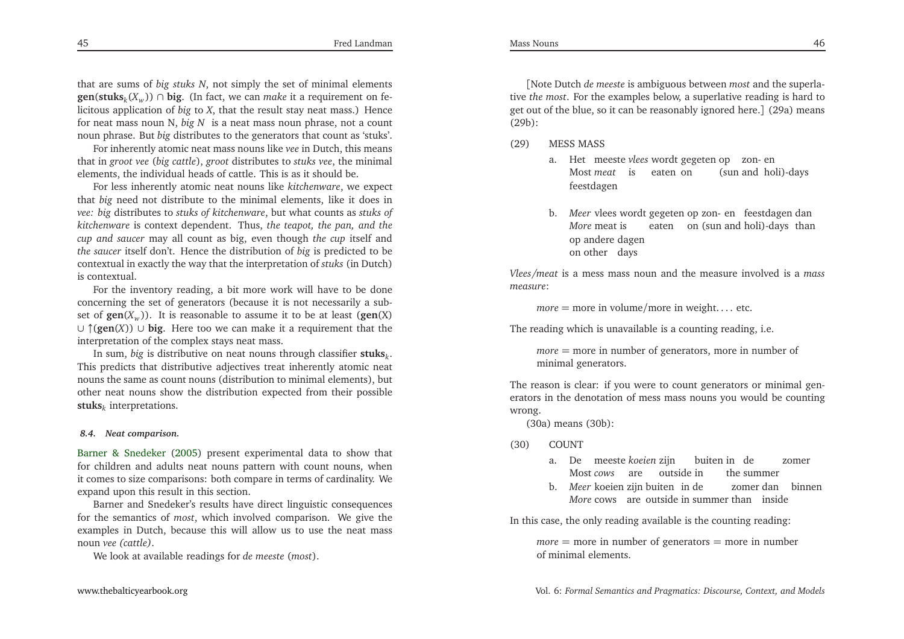that are sums of *big stuks N*, not simply the set of minimal elements $\mathbf{gen}(\mathbf{stuks}_k(X_w)) \cap \mathbf{big}$. (In fact, we can *make* it a requirement on felicitous application of *big* to *X*, that the result stay neat mass.) Hence for neat mass noun N, *big N* is a neat mass noun phrase, not a count noun phrase. But *big* distributes to the generators that count as 'stuks'.

For inherently atomic neat mass nouns like *vee* in Dutch, this means that in *groot vee* (*big cattle*), *groot* distributes to *stuks vee*, the minimal elements, the individual heads of cattle. This is as it should be.

For less inherently atomic neat nouns like *kitchenware*, we expect that *big* need not distribute to the minimal elements, like it does in *vee: big* distributes to *stuks of kitchenware*, but what counts as *stuks of kitchenware* is context dependent. Thus, *the teapot, the pan, and the cup and saucer* may all count as big, even though *the cup* itself and *the saucer* itself don't. Hence the distribution of *big* is predicted to be contextual in exactly the way that the interpretation of *stuks* (in Dutch) is contextual.

For the inventory reading, a bit more work will have to be done concerning the set of generators (because it is not necessarily a subset of $\mathbf{gen}(X_w)$). It is reasonable to assume it to be at least $(\mathbf{gen}(X) \cup \uparrow(\mathbf{gen}(X)) \cup \mathbf{big}$. Here too we can make it a requirement that the interpretation of the complex stays neat mass.

In sum, *big* is distributive on neat nouns through classifier $\mathbf{stuks}_k$. This predicts that distributive adjectives treat inherently atomic neat nouns the same as count nouns (distribution to minimal elements), but other neat nouns show the distribution expected from their possible $\mathbf{stuks}_k$ interpretations.

#### *8.4. Neat comparison.*

Barner & Snedeker (2005) present experimental data to show that for children and adults neat nouns pattern with count nouns, when it comes to size comparisons: both compare in terms of cardinality. We expand upon this result in this section.

Barner and Snedeker's results have direct linguistic consequences for the semantics of *most*, which involved comparison. We give the examples in Dutch, because this will allow us to use the neat mass noun *vee (cattle)*.

We look at available readings for *de meeste* (*most*).

[Note Dutch *de meeste* is ambiguous between *most* and the superlative *the most*. For the examples below, a superlative reading is hard to get out of the blue, so it can be reasonably ignored here.] (29a) means (29b):

(29) MESS MASS

a. Het meeste *vlees* wordt gegeten op zon- en feestdagen
   Most *meat* is eaten on (sun and holi)-days

b. *Meer* vlees wordt gegeten op zon- en feestdagen dan op andere dagen
   *More* meat is eaten on (sun and holi)-days than on other days

*Vlees/meat* is a mess mass noun and the measure involved is a *mass measure*:

*more* = more in volume/more in weight. . . . etc.

The reading which is unavailable is a counting reading, i.e.

*more* = more in number of generators, more in number of minimal generators.

The reason is clear: if you were to count generators or minimal generators in the denotation of mess mass nouns you would be counting wrong.

(30a) means (30b):

(30) COUNT

a. De meeste *koeien* zijn buiten in de zomer
   Most *cows* are outside in the summer

b. *Meer* koeien zijn buiten in de zomer dan binnen
   *More* cows are outside in summer than inside

In this case, the only reading available is the counting reading:

*more* = more in number of generators = more in number of minimal elements.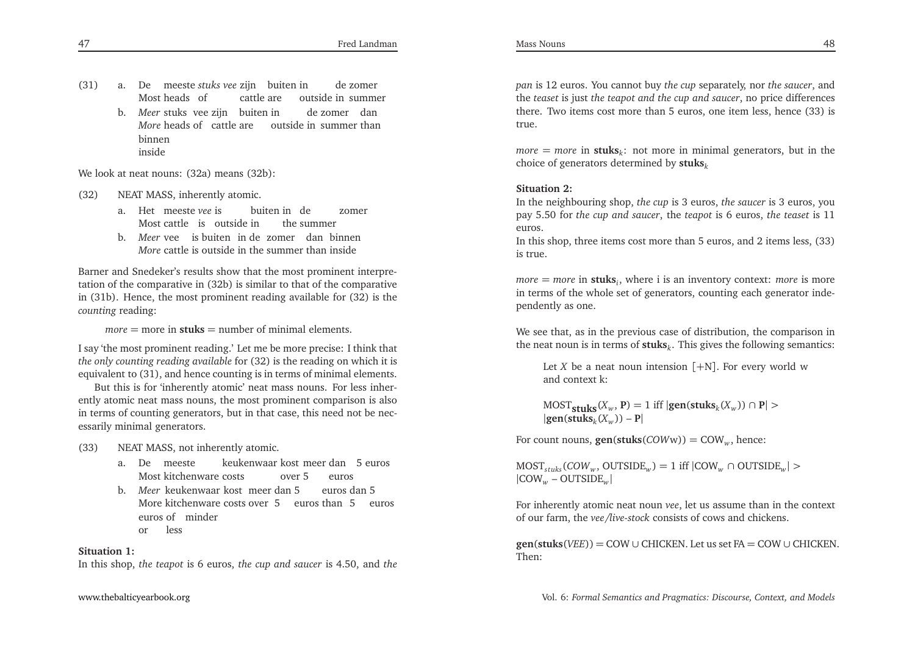(31) a. De meeste *stuks vee* zijn buiten in de zomer
Most heads of cattle are outside in summer

b. *Meer* stuks vee zijn buiten in de zomer dan binnen
*More* heads of cattle are outside in summer than inside

We look at neat nouns: (32a) means (32b):

(32) NEAT MASS, inherently atomic.

a. Het meeste *vee* is buiten in de zomer
Most cattle is outside in the summer

b. *Meer* vee is buiten in de zomer dan binnen
*More* cattle is outside in the summer than inside

Barner and Snedeker's results show that the most prominent interpretation of the comparative in (32b) is similar to that of the comparative in (31b). Hence, the most prominent reading available for (32) is the *counting* reading:

*more* = more in **stuks** = number of minimal elements.

I say 'the most prominent reading.' Let me be more precise: I think that *the only counting reading available* for (32) is the reading on which it is equivalent to (31), and hence counting is in terms of minimal elements.

But this is for 'inherently atomic' neat mass nouns. For less inherently atomic neat mass nouns, the most prominent comparison is also in terms of counting generators, but in that case, this need not be necessarily minimal generators.

(33) NEAT MASS, not inherently atomic.

a. De meeste keukenwaar kost meer dan 5 euros
Most kitchenware costs over 5 euros

b. *Meer* keukenwaar kost meer dan 5 euros dan 5 euros of minder
More kitchenware costs over 5 euros than 5 euros or less

**Situation 1:**
In this shop, *the teapot* is 6 euros, *the cup and saucer* is 4.50, and *the pan* is 12 euros. You cannot buy *the cup* separately, nor *the saucer*, and the *teaset* is just *the teapot and the cup and saucer*, no price differences there. Two items cost more than 5 euros, one item less, hence (33) is true.

*more* = *more* in $\mathbf{stuks}_k$: not more in minimal generators, but in the choice of generators determined by $\mathbf{stuks}_k$

**Situation 2:**
In the neighbouring shop, *the cup* is 3 euros, *the saucer* is 3 euros, you pay 5.50 for *the cup and saucer*, the *teapot* is 6 euros, *the teaset* is 11 euros.
In this shop, three items cost more than 5 euros, and 2 items less, (33) is true.

*more* = *more* in $\mathbf{stuks}_i$, where i is an inventory context: *more* is more in terms of the whole set of generators, counting each generator independently as one.

We see that, as in the previous case of distribution, the comparison in the neat noun is in terms of $\mathbf{stuks}_k$. This gives the following semantics:

Let $X$ be a neat noun intension [+N]. For every world w and context k:

$\text{MOST}_{\mathbf{stuks}}(X_w, \mathbf{P}) = 1$ iff $|\mathbf{gen}(\mathbf{stuks}_k(X_w)) \cap \mathbf{P}| > |\mathbf{gen}(\mathbf{stuks}_k(X_w)) - \mathbf{P}|$

For count nouns, $\mathbf{gen}(\mathbf{stuks}(COW\text{w})) = \text{COW}_w$, hence:

$\text{MOST}_{stuks}(COW_w, \text{OUTSIDE}_w) = 1$ iff $|\text{COW}_w \cap \text{OUTSIDE}_w| > |\text{COW}_w - \text{OUTSIDE}_w|$

For inherently atomic neat noun *vee*, let us assume than in the context of our farm, the *vee/live-stock* consists of cows and chickens.

$\mathbf{gen}(\mathbf{stuks}(VEE)) = \text{COW} \cup \text{CHICKEN}$. Let us set $\text{FA} = \text{COW} \cup \text{CHICKEN}$. Then: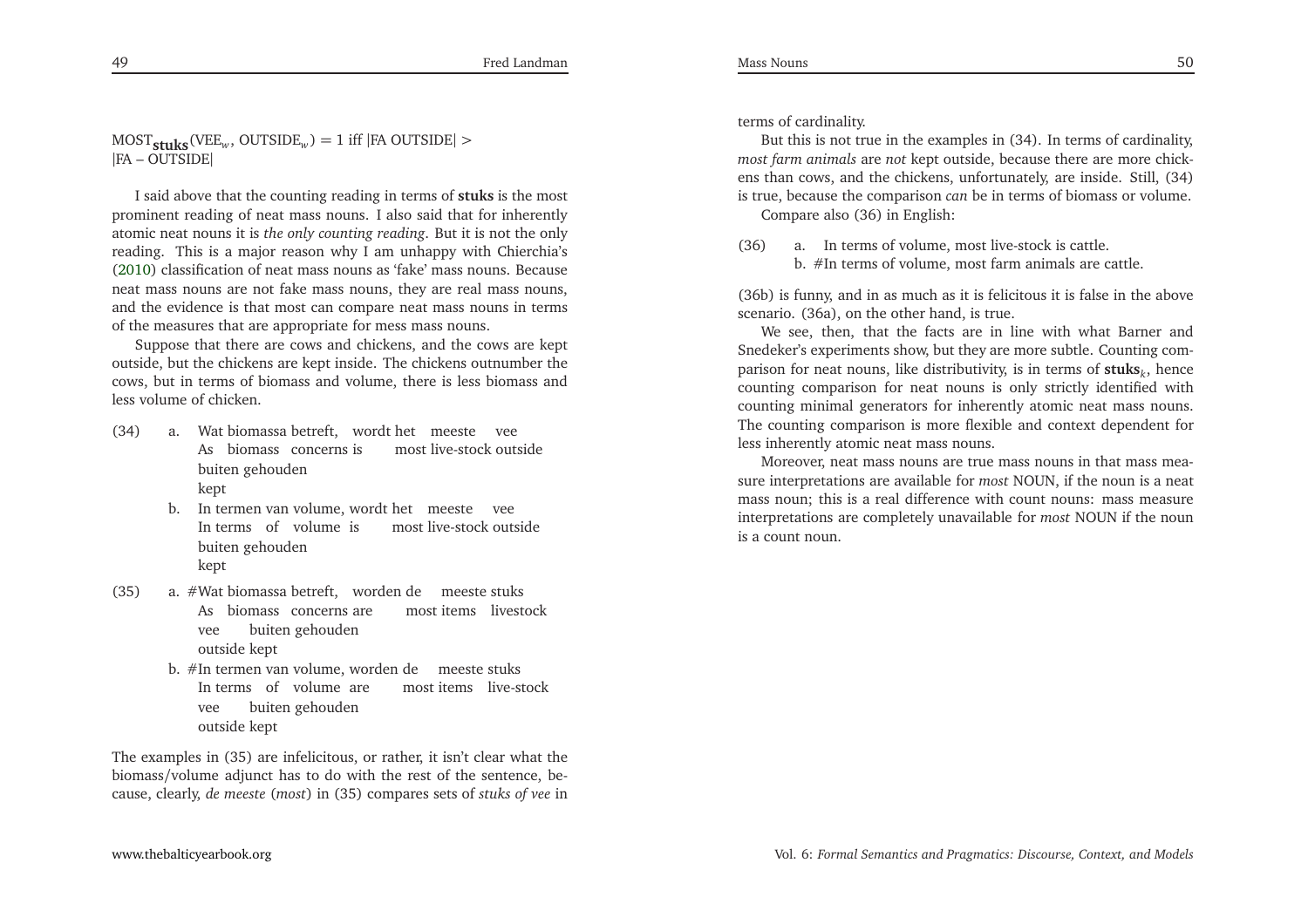$\text{MOST}_{\textbf{stuks}}(\text{VEE}_w, \text{OUTSIDE}_w) = 1$ iff $|\text{FA OUTSIDE}| > |\text{FA} - \text{OUTSIDE}|$

I said above that the counting reading in terms of **stuks** is the most prominent reading of neat mass nouns. I also said that for inherently atomic neat nouns it is *the only counting reading*. But it is not the only reading. This is a major reason why I am unhappy with Chierchia's (2010) classification of neat mass nouns as 'fake' mass nouns. Because neat mass nouns are not fake mass nouns, they are real mass nouns, and the evidence is that most can compare neat mass nouns in terms of the measures that are appropriate for mess mass nouns.

Suppose that there are cows and chickens, and the cows are kept outside, but the chickens are kept inside. The chickens outnumber the cows, but in terms of biomass and volume, there is less biomass and less volume of chicken.

(34) a. Wat biomassa betreft, wordt het meeste vee buiten gehouden
   As biomass concerns is most live-stock outside kept

  b. In termen van volume, wordt het meeste vee buiten gehouden
   In terms of volume is most live-stock outside kept

(35) a. #Wat biomassa betreft, worden de meeste stuks vee buiten gehouden
   As biomass concerns are most items livestock outside kept

  b. #In termen van volume, worden de meeste stuks vee buiten gehouden
   In terms of volume are most items live-stock outside kept

The examples in (35) are infelicitous, or rather, it isn't clear what the biomass/volume adjunct has to do with the rest of the sentence, because, clearly, *de meeste* (*most*) in (35) compares sets of *stuks of vee* in terms of cardinality.

But this is not true in the examples in (34). In terms of cardinality, *most farm animals* are *not* kept outside, because there are more chickens than cows, and the chickens, unfortunately, are inside. Still, (34) is true, because the comparison *can* be in terms of biomass or volume.

Compare also (36) in English:

(36) a. In terms of volume, most live-stock is cattle.
  b. #In terms of volume, most farm animals are cattle.

(36b) is funny, and in as much as it is felicitous it is false in the above scenario. (36a), on the other hand, is true.

We see, then, that the facts are in line with what Barner and Snedeker's experiments show, but they are more subtle. Counting comparison for neat nouns, like distributivity, is in terms of $\textbf{stuks}_k$, hence counting comparison for neat nouns is only strictly identified with counting minimal generators for inherently atomic neat mass nouns. The counting comparison is more flexible and context dependent for less inherently atomic neat mass nouns.

Moreover, neat mass nouns are true mass nouns in that mass measure interpretations are available for *most* NOUN, if the noun is a neat mass noun; this is a real difference with count nouns: mass measure interpretations are completely unavailable for *most* NOUN if the noun is a count noun.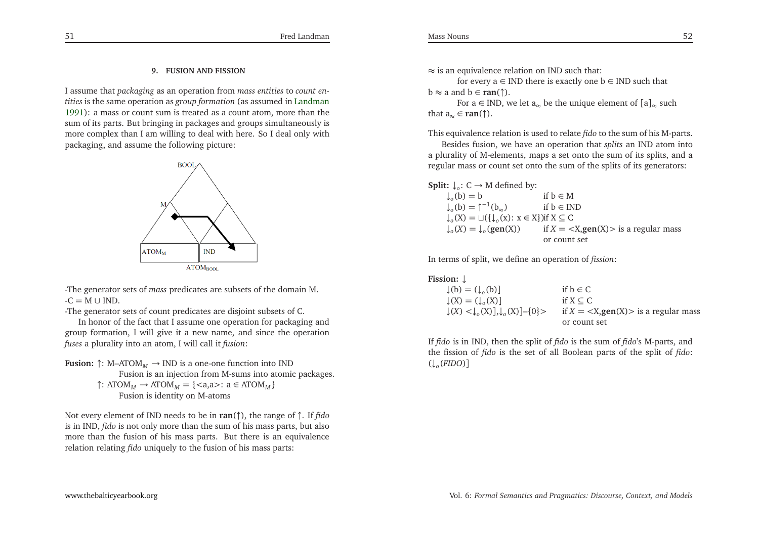### 9. FUSION AND FISSION

I assume that *packaging* as an operation from *mass entities* to *count entities* is the same operation as *group formation* (as assumed in Landman 1991): a mass or count sum is treated as a count atom, more than the sum of its parts. But bringing in packages and groups simultaneously is more complex than I am willing to deal with here. So I deal only with packaging, and assume the following picture:

BOOL

M

$\text{ATOM}_M$ IND

$\text{ATOM}_{\text{BOOL}}$

-The generator sets of *mass* predicates are subsets of the domain M.
-C = M ∪ IND.
-The generator sets of count predicates are disjoint subsets of C.

In honor of the fact that I assume one operation for packaging and group formation, I will give it a new name, and since the operation *fuses* a plurality into an atom, I will call it *fusion*:

**Fusion:** $\uparrow$: M–$\text{ATOM}_M \rightarrow$ IND is a one-one function into IND
Fusion is an injection from M-sums into atomic packages.
$\uparrow$: $\text{ATOM}_M \rightarrow \text{ATOM}_M = \{<a,a>: a \in \text{ATOM}_M\}$
Fusion is identity on M-atoms

Not every element of IND needs to be in **ran**($\uparrow$), the range of $\uparrow$. If *fido* is in IND, *fido* is not only more than the sum of his mass parts, but also more than the fusion of his mass parts. But there is an equivalence relation relating *fido* uniquely to the fusion of his mass parts:

$\approx$ is an equivalence relation on IND such that:
for every a ∈ IND there is exactly one b ∈ IND such that b $\approx$ a and b ∈ **ran**($\uparrow$).
For a ∈ IND, we let $a_\approx$ be the unique element of $[a]_\approx$ such that $a_\approx \in$ **ran**($\uparrow$).

This equivalence relation is used to relate *fido* to the sum of his M-parts.

Besides fusion, we have an operation that *splits* an IND atom into a plurality of M-elements, maps a set onto the sum of its splits, and a regular mass or count set onto the sum of the splits of its generators:

**Split:** $\downarrow_o$: C → M defined by:
$\downarrow_o(b) = b$ if b ∈ M
$\downarrow_o(b) = \uparrow^{-1}(b_\approx)$ if b ∈ IND
$\downarrow_o(X) = \sqcup(\{\downarrow_o(x)\colon x \in X\})$ if X ⊆ C
$\downarrow_o(X) = \downarrow_o(\mathbf{gen}(X))$ if $X$ = <X,**gen**(X)> is a regular mass or count set

In terms of split, we define an operation of *fission*:

**Fission:** $\downarrow$
$\downarrow(b) = (\downarrow_o(b)]$ if b ∈ C
$\downarrow(X) = (\downarrow_o(X)]$ if X ⊆ C
$\downarrow(X)$ <$\downarrow_o(X)], \downarrow_o(X)]-\{0\}$> if $X$ = <X,**gen**(X)> is a regular mass or count set

If *fido* is in IND, then the split of *fido* is the sum of *fido*'s M-parts, and the fission of *fido* is the set of all Boolean parts of the split of *fido*: $(\downarrow_o(\mathit{FIDO})]$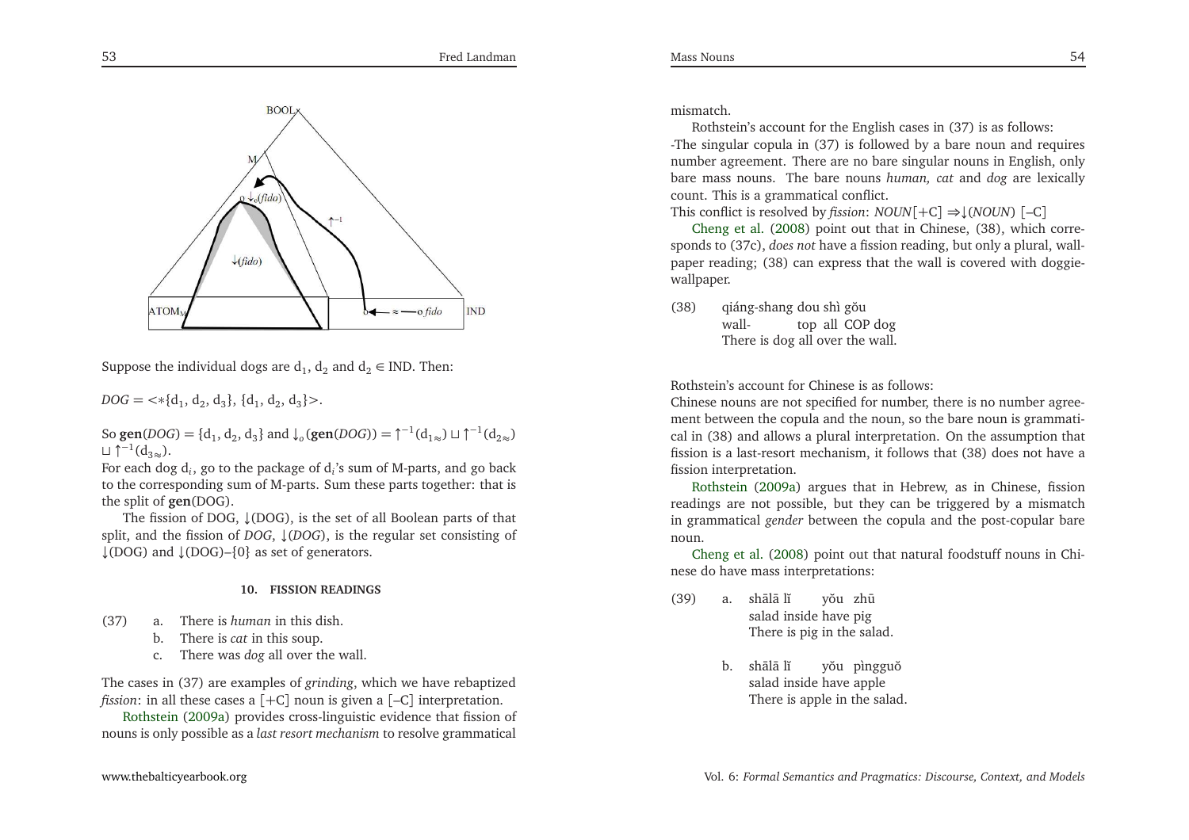Suppose the individual dogs are $d_1$, $d_2$ and $d_2 \in$ IND. Then:

$DOG = <*\{d_1, d_2, d_3\}, \{d_1, d_2, d_3\}>$.

So $\mathbf{gen}(DOG) = \{d_1, d_2, d_3\}$ and $\downarrow_o(\mathbf{gen}(DOG)) = \uparrow^{-1}(d_{1\approx}) \sqcup \uparrow^{-1}(d_{2\approx}) \sqcup \uparrow^{-1}(d_{3\approx})$.

For each dog $d_i$, go to the package of $d_i$'s sum of M-parts, and go back to the corresponding sum of M-parts. Sum these parts together: that is the split of **gen**(DOG).

The fission of DOG, ⇂(DOG), is the set of all Boolean parts of that split, and the fission of *DOG*, ⇂(*DOG*), is the regular set consisting of ⇂(DOG) and ⇂(DOG)–{0} as set of generators.

## 10. FISSION READINGS

(37) a. There is *human* in this dish.
b. There is *cat* in this soup.
c. There was *dog* all over the wall.

The cases in (37) are examples of *grinding*, which we have rebaptized *fission*: in all these cases a [+C] noun is given a [–C] interpretation.

Rothstein (2009a) provides cross-linguistic evidence that fission of nouns is only possible as a *last resort mechanism* to resolve grammatical mismatch.

Rothstein's account for the English cases in (37) is as follows:

-The singular copula in (37) is followed by a bare noun and requires number agreement. There are no bare singular nouns in English, only bare mass nouns. The bare nouns *human, cat* and *dog* are lexically count. This is a grammatical conflict.

This conflict is resolved by *fission*: *NOUN*[+C] ⇒⇂(*NOUN*) [–C]

Cheng et al. (2008) point out that in Chinese, (38), which corresponds to (37c), *does not* have a fission reading, but only a plural, wallpaper reading; (38) can express that the wall is covered with doggie-wallpaper.

(38) qiáng-shang dou shì gǒu
wall- top all COP dog
There is dog all over the wall.

Rothstein's account for Chinese is as follows:

Chinese nouns are not specified for number, there is no number agreement between the copula and the noun, so the bare noun is grammatical in (38) and allows a plural interpretation. On the assumption that fission is a last-resort mechanism, it follows that (38) does not have a fission interpretation.

Rothstein (2009a) argues that in Hebrew, as in Chinese, fission readings are not possible, but they can be triggered by a mismatch in grammatical *gender* between the copula and the post-copular bare noun.

Cheng et al. (2008) point out that natural foodstuff nouns in Chinese do have mass interpretations:

(39) a. shālā lǐ yǒu zhū
salad inside have pig
There is pig in the salad.

b. shālā lǐ yǒu pìngguǒ
salad inside have apple
There is apple in the salad.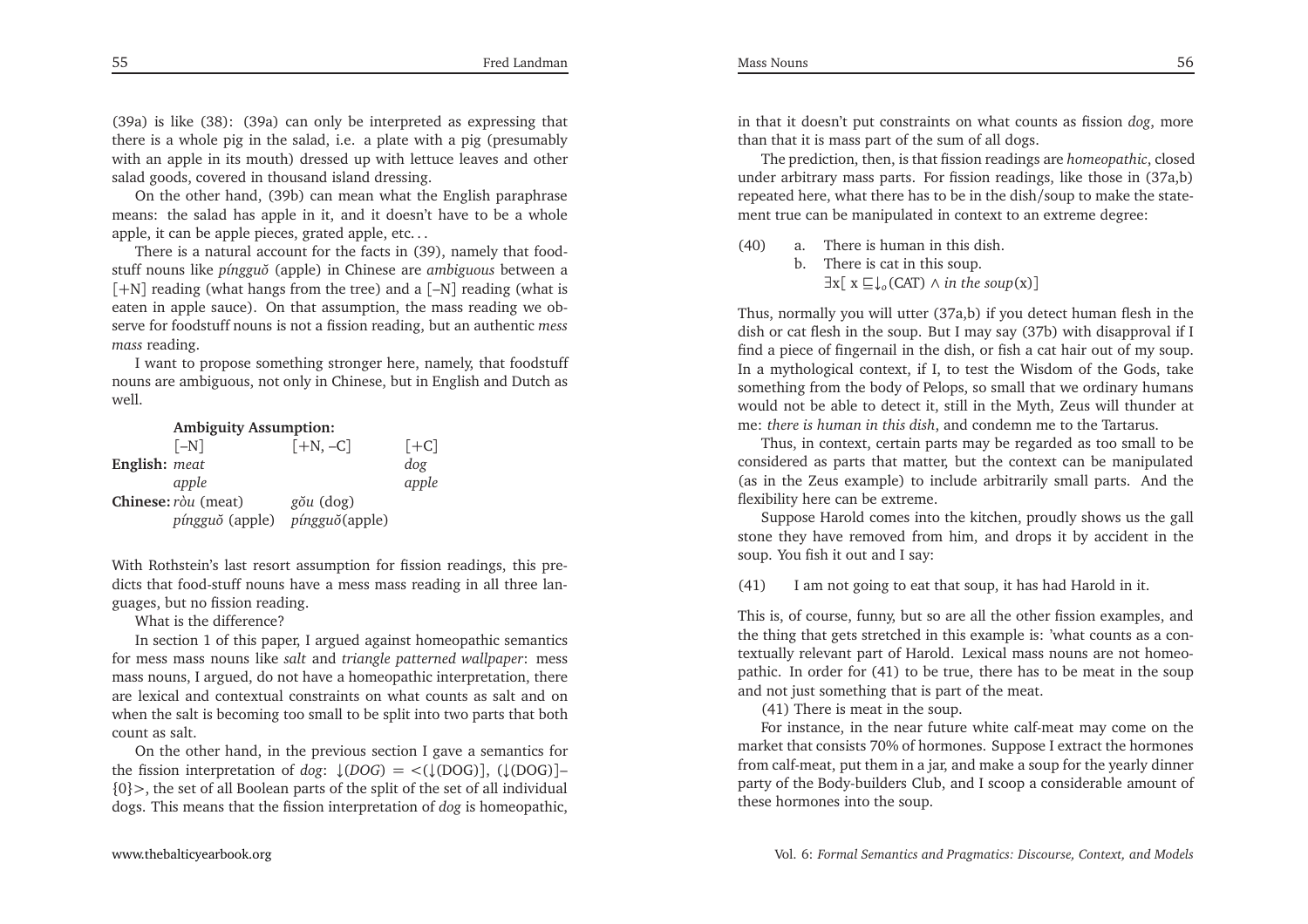(39a) is like (38): (39a) can only be interpreted as expressing that there is a whole pig in the salad, i.e. a plate with a pig (presumably with an apple in its mouth) dressed up with lettuce leaves and other salad goods, covered in thousand island dressing.

On the other hand, (39b) can mean what the English paraphrase means: the salad has apple in it, and it doesn't have to be a whole apple, it can be apple pieces, grated apple, etc. . .

There is a natural account for the facts in (39), namely that foodstuff nouns like *píngguǒ* (apple) in Chinese are *ambiguous* between a [+N] reading (what hangs from the tree) and a [–N] reading (what is eaten in apple sauce). On that assumption, the mass reading we observe for foodstuff nouns is not a fission reading, but an authentic *mess mass* reading.

I want to propose something stronger here, namely, that foodstuff nouns are ambiguous, not only in Chinese, but in English and Dutch as well.

**Ambiguity Assumption:**

| | [–N] | [+N, –C] | [+C] |
|---|---|---|---|
| **English:** | *meat* | | *dog* |
| | *apple* | | *apple* |
| **Chinese:** | *ròu* (meat) | *gǒu* (dog) | |
| | *píngguǒ* (apple) | *píngguǒ*(apple) | |

With Rothstein's last resort assumption for fission readings, this predicts that food-stuff nouns have a mess mass reading in all three languages, but no fission reading.

What is the difference?

In section 1 of this paper, I argued against homeopathic semantics for mess mass nouns like *salt* and *triangle patterned wallpaper*: mess mass nouns, I argued, do not have a homeopathic interpretation, there are lexical and contextual constraints on what counts as salt and on when the salt is becoming too small to be split into two parts that both count as salt.

On the other hand, in the previous section I gave a semantics for the fission interpretation of *dog*: $\downarrow(DOG) = <(\downarrow(\text{DOG})], (\downarrow(\text{DOG})]-\{0\}>$, the set of all Boolean parts of the split of the set of all individual dogs. This means that the fission interpretation of *dog* is homeopathic, in that it doesn't put constraints on what counts as fission *dog*, more than that it is mass part of the sum of all dogs.

The prediction, then, is that fission readings are *homeopathic*, closed under arbitrary mass parts. For fission readings, like those in (37a,b) repeated here, what there has to be in the dish/soup to make the statement true can be manipulated in context to an extreme degree:

(40) a. There is human in this dish.
b. There is cat in this soup.
$\exists x[\, x \sqsubseteq \downarrow_o(\text{CAT}) \wedge \textit{in the soup}(x)]$

Thus, normally you will utter (37a,b) if you detect human flesh in the dish or cat flesh in the soup. But I may say (37b) with disapproval if I find a piece of fingernail in the dish, or fish a cat hair out of my soup. In a mythological context, if I, to test the Wisdom of the Gods, take something from the body of Pelops, so small that we ordinary humans would not be able to detect it, still in the Myth, Zeus will thunder at me: *there is human in this dish*, and condemn me to the Tartarus.

Thus, in context, certain parts may be regarded as too small to be considered as parts that matter, but the context can be manipulated (as in the Zeus example) to include arbitrarily small parts. And the flexibility here can be extreme.

Suppose Harold comes into the kitchen, proudly shows us the gall stone they have removed from him, and drops it by accident in the soup. You fish it out and I say:

(41) I am not going to eat that soup, it has had Harold in it.

This is, of course, funny, but so are all the other fission examples, and the thing that gets stretched in this example is: 'what counts as a contextually relevant part of Harold. Lexical mass nouns are not homeopathic. In order for (41) to be true, there has to be meat in the soup and not just something that is part of the meat.

(41) There is meat in the soup.

For instance, in the near future white calf-meat may come on the market that consists 70% of hormones. Suppose I extract the hormones from calf-meat, put them in a jar, and make a soup for the yearly dinner party of the Body-builders Club, and I scoop a considerable amount of these hormones into the soup.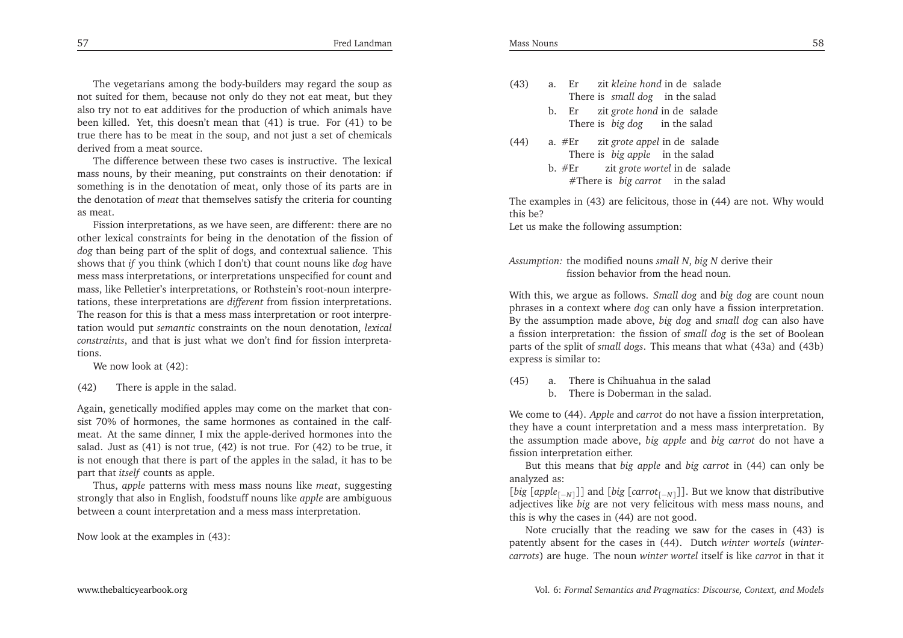The vegetarians among the body-builders may regard the soup as not suited for them, because not only do they not eat meat, but they also try not to eat additives for the production of which animals have been killed. Yet, this doesn't mean that (41) is true. For (41) to be true there has to be meat in the soup, and not just a set of chemicals derived from a meat source.

The difference between these two cases is instructive. The lexical mass nouns, by their meaning, put constraints on their denotation: if something is in the denotation of meat, only those of its parts are in the denotation of *meat* that themselves satisfy the criteria for counting as meat.

Fission interpretations, as we have seen, are different: there are no other lexical constraints for being in the denotation of the fission of *dog* than being part of the split of dogs, and contextual salience. This shows that *if* you think (which I don't) that count nouns like *dog* have mess mass interpretations, or interpretations unspecified for count and mass, like Pelletier's interpretations, or Rothstein's root-noun interpretations, these interpretations are *different* from fission interpretations. The reason for this is that a mess mass interpretation or root interpretation would put *semantic* constraints on the noun denotation, *lexical constraints*, and that is just what we don't find for fission interpretations.

We now look at (42):

(42) There is apple in the salad.

Again, genetically modified apples may come on the market that consist 70% of hormones, the same hormones as contained in the calf-meat. At the same dinner, I mix the apple-derived hormones into the salad. Just as (41) is not true, (42) is not true. For (42) to be true, it is not enough that there is part of the apples in the salad, it has to be part that *itself* counts as apple.

Thus, *apple* patterns with mess mass nouns like *meat*, suggesting strongly that also in English, foodstuff nouns like *apple* are ambiguous between a count interpretation and a mess mass interpretation.

Now look at the examples in (43):

(43) a. Er zit *kleine hond* in de salade
There is *small dog* in the salad
b. Er zit *grote hond* in de salade
There is *big dog* in the salad

(44) a. #Er zit *grote appel* in de salade
There is *big apple* in the salad
b. #Er zit *grote wortel* in de salade
#There is *big carrot* in the salad

The examples in (43) are felicitous, those in (44) are not. Why would this be?
Let us make the following assumption:

*Assumption:* the modified nouns *small N*, *big N* derive their fission behavior from the head noun.

With this, we argue as follows. *Small dog* and *big dog* are count noun phrases in a context where *dog* can only have a fission interpretation. By the assumption made above, *big dog* and *small dog* can also have a fission interpretation: the fission of *small dog* is the set of Boolean parts of the split of *small dogs*. This means that what (43a) and (43b) express is similar to:

(45) a. There is Chihuahua in the salad
b. There is Doberman in the salad.

We come to (44). *Apple* and *carrot* do not have a fission interpretation, they have a count interpretation and a mess mass interpretation. By the assumption made above, *big apple* and *big carrot* do not have a fission interpretation either.

But this means that *big apple* and *big carrot* in (44) can only be analyzed as:
[*big* [$apple_{[-N]}$]] and [*big* [$carrot_{[-N]}$]]. But we know that distributive adjectives like *big* are not very felicitous with mess mass nouns, and this is why the cases in (44) are not good.

Note crucially that the reading we saw for the cases in (43) is patently absent for the cases in (44). Dutch *winter wortels* (*winter-carrots*) are huge. The noun *winter wortel* itself is like *carrot* in that it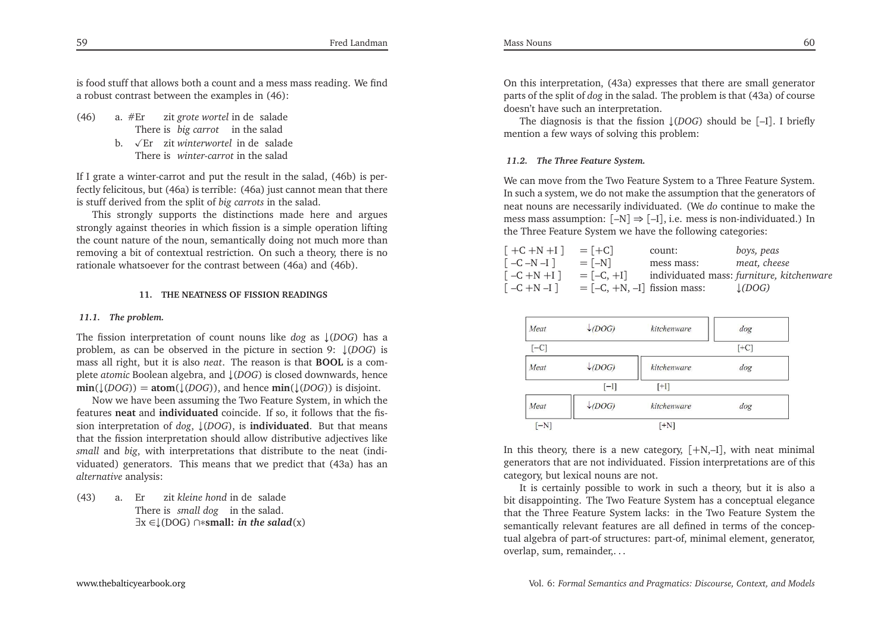is food stuff that allows both a count and a mess mass reading. We find a robust contrast between the examples in (46):

(46) a. #Er zit *grote wortel* in de salade
There is *big carrot* in the salad

b. ✓Er zit *winterwortel* in de salade
There is *winter-carrot* in the salad

If I grate a winter-carrot and put the result in the salad, (46b) is perfectly felicitous, but (46a) is terrible: (46a) just cannot mean that there is stuff derived from the split of *big carrots* in the salad.

This strongly supports the distinctions made here and argues strongly against theories in which fission is a simple operation lifting the count nature of the noun, semantically doing not much more than removing a bit of contextual restriction. On such a theory, there is no rationale whatsoever for the contrast between (46a) and (46b).

## 11. THE NEATNESS OF FISSION READINGS

### 11.1. The problem.

The fission interpretation of count nouns like *dog* as ↓(*DOG*) has a problem, as can be observed in the picture in section 9: ↓(*DOG*) is mass all right, but it is also *neat*. The reason is that **BOOL** is a complete *atomic* Boolean algebra, and ↓(*DOG*) is closed downwards, hence **min**(↓(*DOG*)) = **atom**(↓(*DOG*)), and hence **min**(↓(*DOG*)) is disjoint.

Now we have been assuming the Two Feature System, in which the features **neat** and **individuated** coincide. If so, it follows that the fission interpretation of *dog*, ↓(*DOG*), is **individuated**. But that means that the fission interpretation should allow distributive adjectives like *small* and *big*, with interpretations that distribute to the neat (individuated) generators. This means that we predict that (43a) has an *alternative* analysis:

(43) a. Er zit *kleine hond* in de salade
There is *small dog* in the salad.
$\exists x \in \downarrow(\text{DOG}) \cap {*}\textbf{small}\textit{: in the salad}(x)$

On this interpretation, (43a) expresses that there are small generator parts of the split of *dog* in the salad. The problem is that (43a) of course doesn't have such an interpretation.

The diagnosis is that the fission ↓(*DOG*) should be [–I]. I briefly mention a few ways of solving this problem:

### 11.2. The Three Feature System.

We can move from the Two Feature System to a Three Feature System. In such a system, we do not make the assumption that the generators of neat nouns are necessarily individuated. (We *do* continue to make the mess mass assumption: [–N] ⇒ [–I], i.e. mess is non-individuated.) In the Three Feature System we have the following categories:

| | | | |
|---|---|---|---|
| [ +C +N +I ] | = [+C] | count: | *boys, peas* |
| [ –C –N –I ] | = [–N] | mess mass: | *meat, cheese* |
| [ –C +N +I ] | = [–C, +I] | individuated mass: | *furniture, kitchenware* |
| [ –C +N –I ] | = [–C, +N, –I] | fission mass: | *↓(DOG)* |

| Meat | ↓(DOG) | kitchenware | dog |
|---|---|---|---|
| [–C] | | | [+C] |
| Meat | ↓(DOG) | kitchenware | dog |
| | [–I] | [+I] | |
| Meat | ↓(DOG) | kitchenware | dog |
| [–N] | | [+N] | |

In this theory, there is a new category, [+N,–I], with neat minimal generators that are not individuated. Fission interpretations are of this category, but lexical nouns are not.

It is certainly possible to work in such a theory, but it is also a bit disappointing. The Two Feature System has a conceptual elegance that the Three Feature System lacks: in the Two Feature System the semantically relevant features are all defined in terms of the conceptual algebra of part-of structures: part-of, minimal element, generator, overlap, sum, remainder,. . .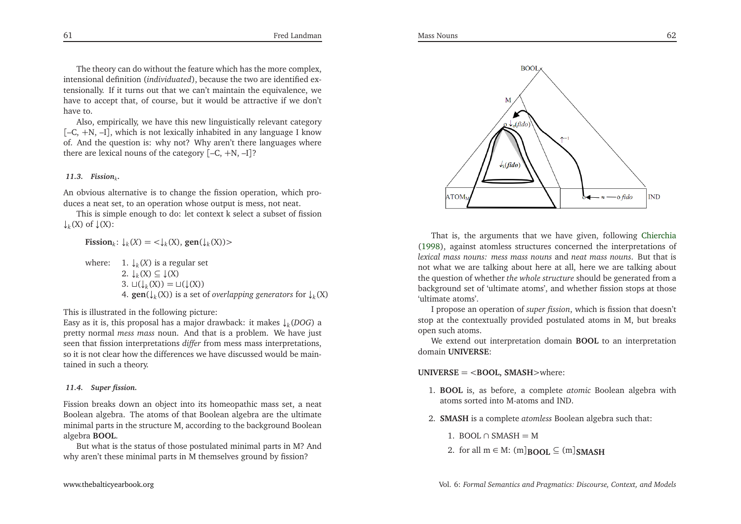The theory can do without the feature which has the more complex, intensional definition (*individuated*), because the two are identified extensionally. If it turns out that we can't maintain the equivalence, we have to accept that, of course, but it would be attractive if we don't have to.

Also, empirically, we have this new linguistically relevant category [–C, +N, –I], which is not lexically inhabited in any language I know of. And the question is: why not? Why aren't there languages where there are lexical nouns of the category [–C, +N, –I]?

### 11.3. *Fission$_k$*.

An obvious alternative is to change the fission operation, which produces a neat set, to an operation whose output is mess, not neat.

This is simple enough to do: let context k select a subset of fission $\downarrow_k(X)$ of $\downarrow(X)$:

**Fission$_k$**: $\downarrow_k(X) = <\downarrow_k(X), \textbf{gen}(\downarrow_k(X))>$

where:
1. $\downarrow_k(X)$ is a regular set
2. $\downarrow_k(X) \subseteq \downarrow(X)$
3. $\sqcup(\downarrow_k(X)) = \sqcup(\downarrow(X))$
4. $\textbf{gen}(\downarrow_k(X))$ is a set of *overlapping generators* for $\downarrow_k(X)$

This is illustrated in the following picture:

Easy as it is, this proposal has a major drawback: it makes $\downarrow_k(DOG)$ a pretty normal *mess mass* noun. And that is a problem. We have just seen that fission interpretations *differ* from mess mass interpretations, so it is not clear how the differences we have discussed would be maintained in such a theory.

### 11.4. *Super fission.*

Fission breaks down an object into its homeopathic mass set, a neat Boolean algebra. The atoms of that Boolean algebra are the ultimate minimal parts in the structure M, according to the background Boolean algebra **BOOL**.

But what is the status of those postulated minimal parts in M? And why aren't these minimal parts in M themselves ground by fission?

That is, the arguments that we have given, following Chierchia (1998), against atomless structures concerned the interpretations of *lexical mass nouns: mess mass nouns* and *neat mass nouns*. But that is not what we are talking about here at all, here we are talking about the question of whether *the whole structure* should be generated from a background set of 'ultimate atoms', and whether fission stops at those 'ultimate atoms'.

I propose an operation of *super fission*, which is fission that doesn't stop at the contextually provided postulated atoms in M, but breaks open such atoms.

We extend out interpretation domain **BOOL** to an interpretation domain **UNIVERSE**:

**UNIVERSE** = <**BOOL, SMASH**>where:

1. **BOOL** is, as before, a complete *atomic* Boolean algebra with atoms sorted into M-atoms and IND.
2. **SMASH** is a complete *atomless* Boolean algebra such that:
   1. BOOL ∩ SMASH = M
   2. for all m ∈ M: $(m]_{\textbf{BOOL}} \subseteq (m]_{\textbf{SMASH}}$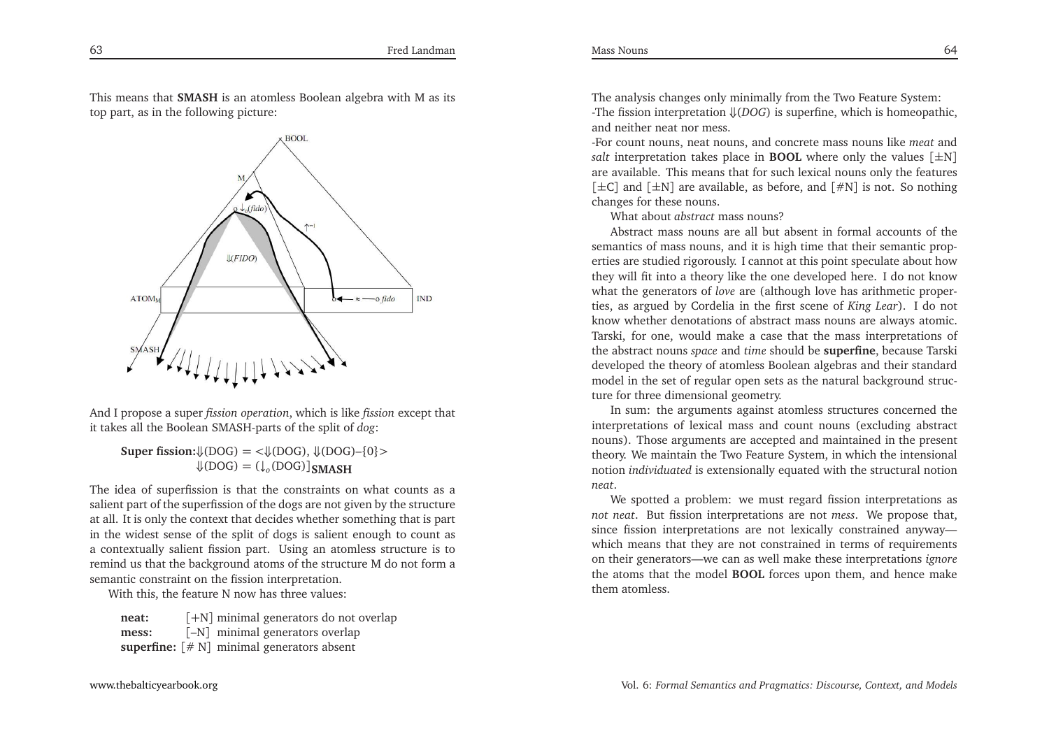This means that **SMASH** is an atomless Boolean algebra with M as its top part, as in the following picture:

And I propose a super *fission operation*, which is like *fission* except that it takes all the Boolean SMASH-parts of the split of *dog*:

**Super fission:** $\Downarrow$(DOG) = <$\Downarrow$(DOG), $\Downarrow$(DOG)–{0}>
$\Downarrow$(DOG) = $(\downarrow_o(\text{DOG})]_{\textbf{SMASH}}$

The idea of superfission is that the constraints on what counts as a salient part of the superfission of the dogs are not given by the structure at all. It is only the context that decides whether something that is part in the widest sense of the split of dogs is salient enough to count as a contextually salient fission part. Using an atomless structure is to remind us that the background atoms of the structure M do not form a semantic constraint on the fission interpretation.

With this, the feature N now has three values:

**neat:** [+N] minimal generators do not overlap
**mess:** [–N] minimal generators overlap
**superfine:** [# N] minimal generators absent

The analysis changes only minimally from the Two Feature System:
-The fission interpretation $\Downarrow$(*DOG*) is superfine, which is homeopathic, and neither neat nor mess.
-For count nouns, neat nouns, and concrete mass nouns like *meat* and *salt* interpretation takes place in **BOOL** where only the values [±N] are available. This means that for such lexical nouns only the features [±C] and [±N] are available, as before, and [#N] is not. So nothing changes for these nouns.

What about *abstract* mass nouns?

Abstract mass nouns are all but absent in formal accounts of the semantics of mass nouns, and it is high time that their semantic properties are studied rigorously. I cannot at this point speculate about how they will fit into a theory like the one developed here. I do not know what the generators of *love* are (although love has arithmetic properties, as argued by Cordelia in the first scene of *King Lear*). I do not know whether denotations of abstract mass nouns are always atomic. Tarski, for one, would make a case that the mass interpretations of the abstract nouns *space* and *time* should be **superfine**, because Tarski developed the theory of atomless Boolean algebras and their standard model in the set of regular open sets as the natural background structure for three dimensional geometry.

In sum: the arguments against atomless structures concerned the interpretations of lexical mass and count nouns (excluding abstract nouns). Those arguments are accepted and maintained in the present theory. We maintain the Two Feature System, in which the intensional notion *individuated* is extensionally equated with the structural notion *neat*.

We spotted a problem: we must regard fission interpretations as *not neat*. But fission interpretations are not *mess*. We propose that, since fission interpretations are not lexically constrained anyway—which means that they are not constrained in terms of requirements on their generators—we can as well make these interpretations *ignore* the atoms that the model **BOOL** forces upon them, and hence make them atomless.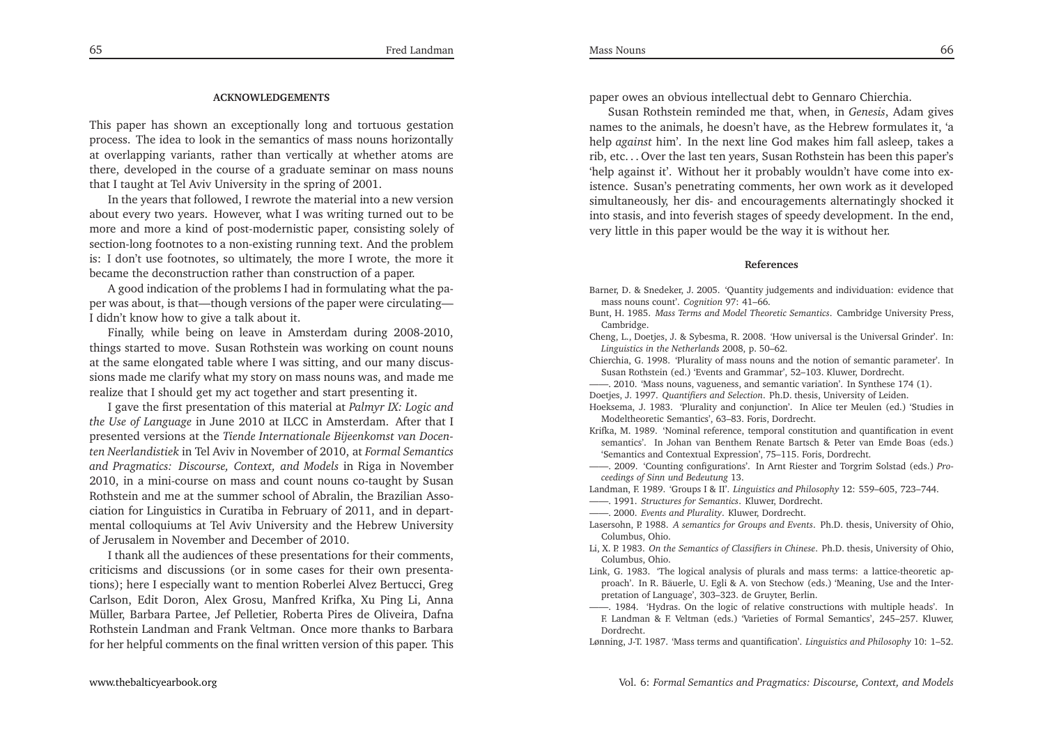#### ACKNOWLEDGEMENTS

This paper has shown an exceptionally long and tortuous gestation process. The idea to look in the semantics of mass nouns horizontally at overlapping variants, rather than vertically at whether atoms are there, developed in the course of a graduate seminar on mass nouns that I taught at Tel Aviv University in the spring of 2001.

In the years that followed, I rewrote the material into a new version about every two years. However, what I was writing turned out to be more and more a kind of post-modernistic paper, consisting solely of section-long footnotes to a non-existing running text. And the problem is: I don't use footnotes, so ultimately, the more I wrote, the more it became the deconstruction rather than construction of a paper.

A good indication of the problems I had in formulating what the paper was about, is that—though versions of the paper were circulating—I didn't know how to give a talk about it.

Finally, while being on leave in Amsterdam during 2008-2010, things started to move. Susan Rothstein was working on count nouns at the same elongated table where I was sitting, and our many discussions made me clarify what my story on mass nouns was, and made me realize that I should get my act together and start presenting it.

I gave the first presentation of this material at *Palmyr IX: Logic and the Use of Language* in June 2010 at ILCC in Amsterdam. After that I presented versions at the *Tiende Internationale Bijeenkomst van Docenten Neerlandistiek* in Tel Aviv in November of 2010, at *Formal Semantics and Pragmatics: Discourse, Context, and Models* in Riga in November 2010, in a mini-course on mass and count nouns co-taught by Susan Rothstein and me at the summer school of Abralin, the Brazilian Association for Linguistics in Curatiba in February of 2011, and in departmental colloquiums at Tel Aviv University and the Hebrew University of Jerusalem in November and December of 2010.

I thank all the audiences of these presentations for their comments, criticisms and discussions (or in some cases for their own presentations); here I especially want to mention Roberlei Alvez Bertucci, Greg Carlson, Edit Doron, Alex Grosu, Manfred Krifka, Xu Ping Li, Anna Müller, Barbara Partee, Jef Pelletier, Roberta Pires de Oliveira, Dafna Rothstein Landman and Frank Veltman. Once more thanks to Barbara for her helpful comments on the final written version of this paper. This paper owes an obvious intellectual debt to Gennaro Chierchia.

Susan Rothstein reminded me that, when, in *Genesis*, Adam gives names to the animals, he doesn't have, as the Hebrew formulates it, 'a help *against* him'. In the next line God makes him fall asleep, takes a rib, etc... Over the last ten years, Susan Rothstein has been this paper's 'help against it'. Without her it probably wouldn't have come into existence. Susan's penetrating comments, her own work as it developed simultaneously, her dis- and encouragements alternatingly shocked it into stasis, and into feverish stages of speedy development. In the end, very little in this paper would be the way it is without her.

#### References

Barner, D. & Snedeker, J. 2005. 'Quantity judgements and individuation: evidence that mass nouns count'. *Cognition* 97: 41–66.

Bunt, H. 1985. *Mass Terms and Model Theoretic Semantics*. Cambridge University Press, Cambridge.

Cheng, L., Doetjes, J. & Sybesma, R. 2008. 'How universal is the Universal Grinder'. In: *Linguistics in the Netherlands* 2008, p. 50–62.

Chierchia, G. 1998. 'Plurality of mass nouns and the notion of semantic parameter'. In Susan Rothstein (ed.) 'Events and Grammar', 52–103. Kluwer, Dordrecht.

——. 2010. 'Mass nouns, vagueness, and semantic variation'. In Synthese 174 (1).

Doetjes, J. 1997. *Quantifiers and Selection*. Ph.D. thesis, University of Leiden.

Hoeksema, J. 1983. 'Plurality and conjunction'. In Alice ter Meulen (ed.) 'Studies in Modeltheoretic Semantics', 63–83. Foris, Dordrecht.

Krifka, M. 1989. 'Nominal reference, temporal constitution and quantification in event semantics'. In Johan van Benthem Renate Bartsch & Peter van Emde Boas (eds.) 'Semantics and Contextual Expression', 75–115. Foris, Dordrecht.

——. 2009. 'Counting configurations'. In Arnt Riester and Torgrim Solstad (eds.) *Proceedings of Sinn und Bedeutung* 13.

Landman, F. 1989. 'Groups I & II'. *Linguistics and Philosophy* 12: 559–605, 723–744.

——. 1991. *Structures for Semantics*. Kluwer, Dordrecht.

——. 2000. *Events and Plurality*. Kluwer, Dordrecht.

Lasersohn, P. 1988. *A semantics for Groups and Events*. Ph.D. thesis, University of Ohio, Columbus, Ohio.

Li, X. P. 1983. *On the Semantics of Classifiers in Chinese*. Ph.D. thesis, University of Ohio, Columbus, Ohio.

Link, G. 1983. 'The logical analysis of plurals and mass terms: a lattice-theoretic approach'. In R. Bäuerle, U. Egli & A. von Stechow (eds.) 'Meaning, Use and the Interpretation of Language', 303–323. de Gruyter, Berlin.

——. 1984. 'Hydras. On the logic of relative constructions with multiple heads'. In F. Landman & F. Veltman (eds.) 'Varieties of Formal Semantics', 245–257. Kluwer, Dordrecht.

Lønning, J-T. 1987. 'Mass terms and quantification'. *Linguistics and Philosophy* 10: 1–52.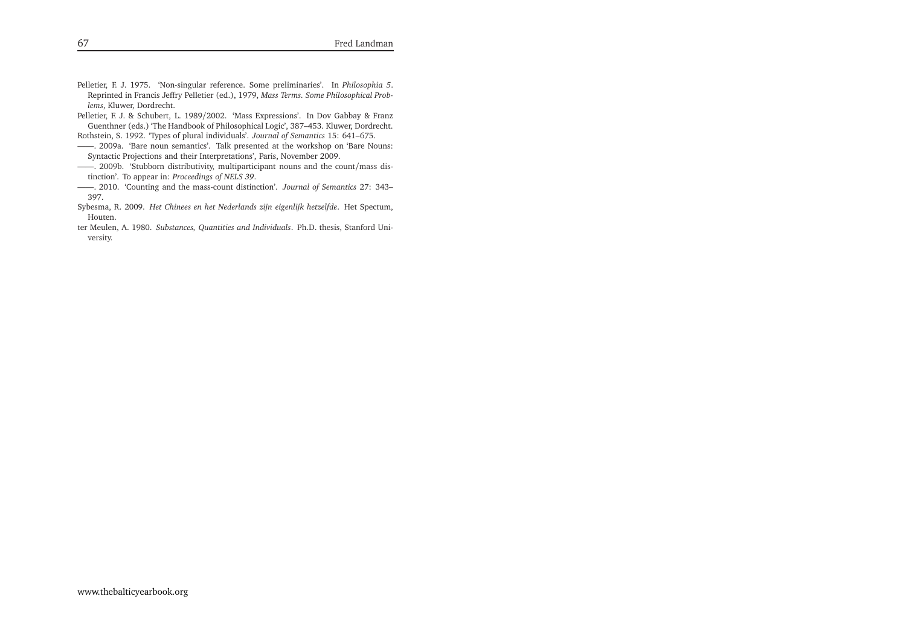Pelletier, F. J. 1975. 'Non-singular reference. Some preliminaries'. In *Philosophia 5*. Reprinted in Francis Jeffry Pelletier (ed.), 1979, *Mass Terms. Some Philosophical Problems*, Kluwer, Dordrecht.

Pelletier, F. J. & Schubert, L. 1989/2002. 'Mass Expressions'. In Dov Gabbay & Franz Guenthner (eds.) 'The Handbook of Philosophical Logic', 387–453. Kluwer, Dordrecht.

Rothstein, S. 1992. 'Types of plural individuals'. *Journal of Semantics* 15: 641–675.

——. 2009a. 'Bare noun semantics'. Talk presented at the workshop on 'Bare Nouns: Syntactic Projections and their Interpretations', Paris, November 2009.

——. 2009b. 'Stubborn distributivity, multiparticipant nouns and the count/mass distinction'. To appear in: *Proceedings of NELS 39*.

——. 2010. 'Counting and the mass-count distinction'. *Journal of Semantics* 27: 343–397.

Sybesma, R. 2009. *Het Chinees en het Nederlands zijn eigenlijk hetzelfde*. Het Spectum, Houten.

ter Meulen, A. 1980. *Substances, Quantities and Individuals*. Ph.D. thesis, Stanford University.